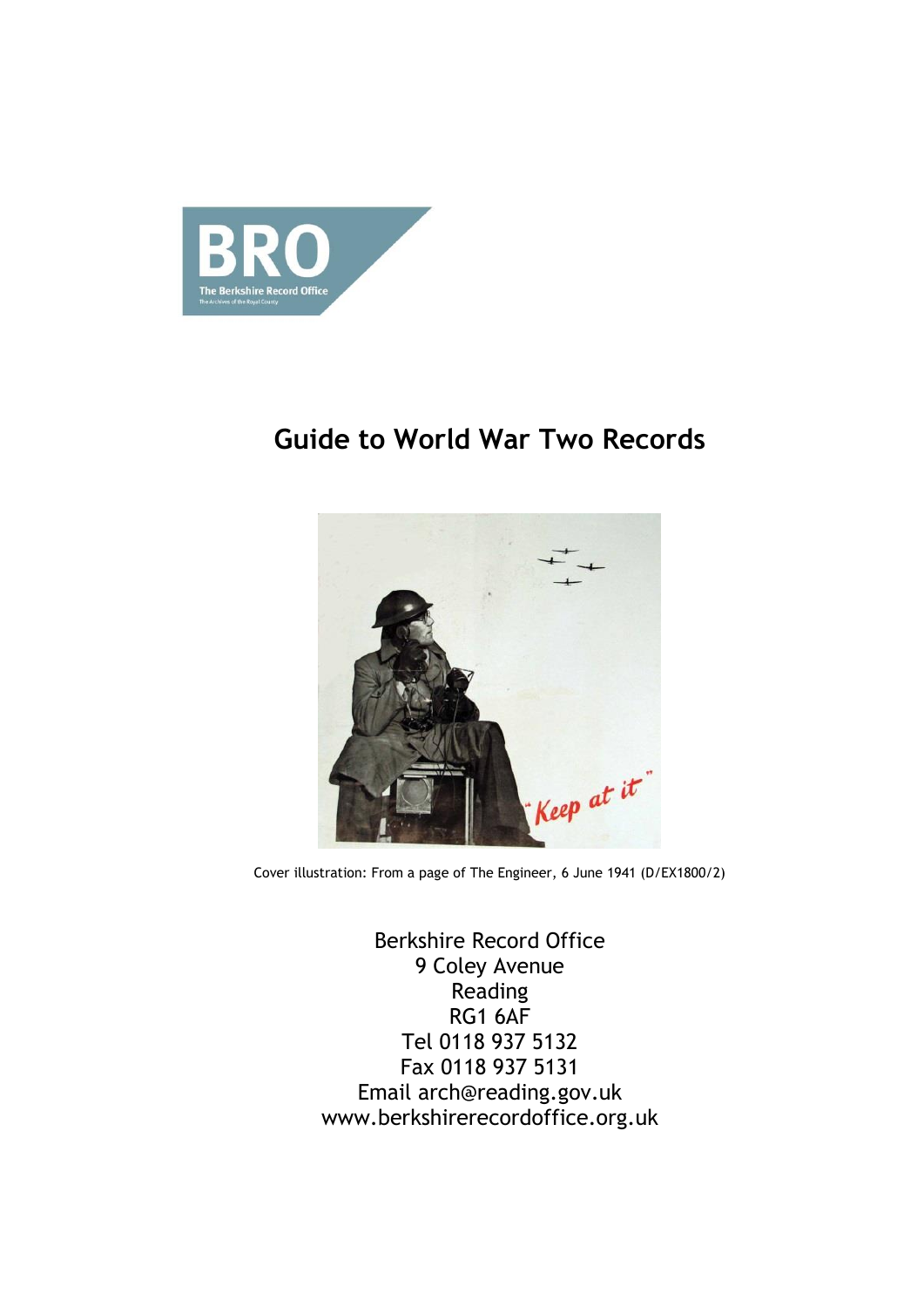# Guide to World War Two Records

Cover illustration: From a page of The Engineer, 6 June 1941 (D/EX1800/2)

Berkshire Record Office
9 Coley Avenue
Reading
RG1 6AF
Tel 0118 937 5132
Fax 0118 937 5131
Email arch@reading.gov.uk
www.berkshirerecordoffice.org.uk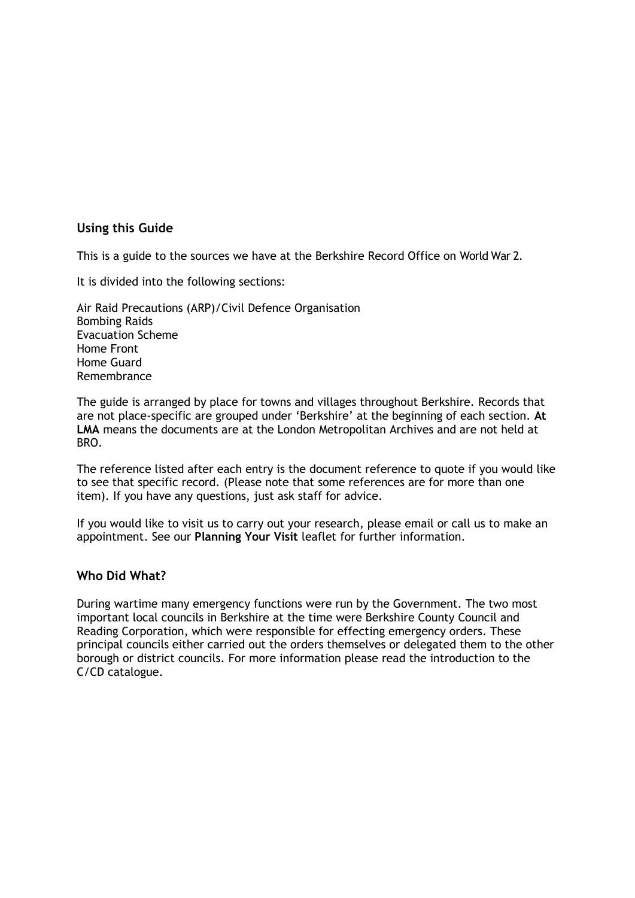## Using this Guide

This is a guide to the sources we have at the Berkshire Record Office on World War 2.

It is divided into the following sections:

Air Raid Precautions (ARP)/Civil Defence Organisation
Bombing Raids
Evacuation Scheme
Home Front
Home Guard
Remembrance

The guide is arranged by place for towns and villages throughout Berkshire. Records that are not place-specific are grouped under 'Berkshire' at the beginning of each section. **At LMA** means the documents are at the London Metropolitan Archives and are not held at BRO.

The reference listed after each entry is the document reference to quote if you would like to see that specific record. (Please note that some references are for more than one item). If you have any questions, just ask staff for advice.

If you would like to visit us to carry out your research, please email or call us to make an appointment. See our **Planning Your Visit** leaflet for further information.

## Who Did What?

During wartime many emergency functions were run by the Government. The two most important local councils in Berkshire at the time were Berkshire County Council and Reading Corporation, which were responsible for effecting emergency orders. These principal councils either carried out the orders themselves or delegated them to the other borough or district councils. For more information please read the introduction to the C/CD catalogue.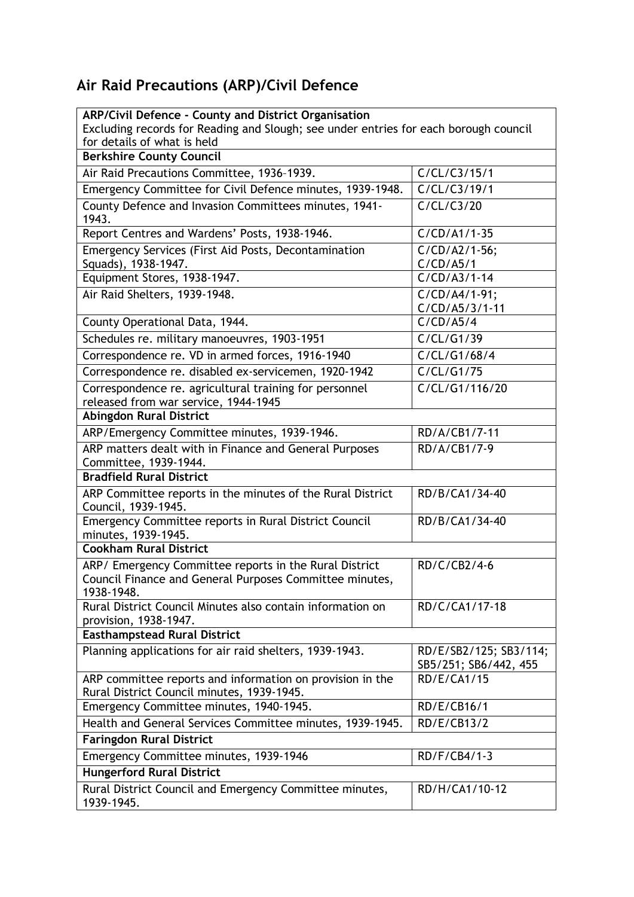## Air Raid Precautions (ARP)/Civil Defence

| **ARP/Civil Defence - County and District Organisation**<br>Excluding records for Reading and Slough; see under entries for each borough council for details of what is held | |
|---|---|
| **Berkshire County Council** | |
| Air Raid Precautions Committee, 1936-1939. | C/CL/C3/15/1 |
| Emergency Committee for Civil Defence minutes, 1939-1948. | C/CL/C3/19/1 |
| County Defence and Invasion Committees minutes, 1941-1943. | C/CL/C3/20 |
| Report Centres and Wardens' Posts, 1938-1946. | C/CD/A1/1-35 |
| Emergency Services (First Aid Posts, Decontamination Squads), 1938-1947. | C/CD/A2/1-56; C/CD/A5/1 |
| Equipment Stores, 1938-1947. | C/CD/A3/1-14 |
| Air Raid Shelters, 1939-1948. | C/CD/A4/1-91; C/CD/A5/3/1-11 |
| County Operational Data, 1944. | C/CD/A5/4 |
| Schedules re. military manoeuvres, 1903-1951 | C/CL/G1/39 |
| Correspondence re. VD in armed forces, 1916-1940 | C/CL/G1/68/4 |
| Correspondence re. disabled ex-servicemen, 1920-1942 | C/CL/G1/75 |
| Correspondence re. agricultural training for personnel released from war service, 1944-1945 | C/CL/G1/116/20 |
| **Abingdon Rural District** | |
| ARP/Emergency Committee minutes, 1939-1946. | RD/A/CB1/7-11 |
| ARP matters dealt with in Finance and General Purposes Committee, 1939-1944. | RD/A/CB1/7-9 |
| **Bradfield Rural District** | |
| ARP Committee reports in the minutes of the Rural District Council, 1939-1945. | RD/B/CA1/34-40 |
| Emergency Committee reports in Rural District Council minutes, 1939-1945. | RD/B/CA1/34-40 |
| **Cookham Rural District** | |
| ARP/ Emergency Committee reports in the Rural District Council Finance and General Purposes Committee minutes, 1938-1948. | RD/C/CB2/4-6 |
| Rural District Council Minutes also contain information on provision, 1938-1947. | RD/C/CA1/17-18 |
| **Easthampstead Rural District** | |
| Planning applications for air raid shelters, 1939-1943. | RD/E/SB2/125; SB3/114; SB5/251; SB6/442, 455 |
| ARP committee reports and information on provision in the Rural District Council minutes, 1939-1945. | RD/E/CA1/15 |
| Emergency Committee minutes, 1940-1945. | RD/E/CB16/1 |
| Health and General Services Committee minutes, 1939-1945. | RD/E/CB13/2 |
| **Faringdon Rural District** | |
| Emergency Committee minutes, 1939-1946 | RD/F/CB4/1-3 |
| **Hungerford Rural District** | |
| Rural District Council and Emergency Committee minutes, 1939-1945. | RD/H/CA1/10-12 |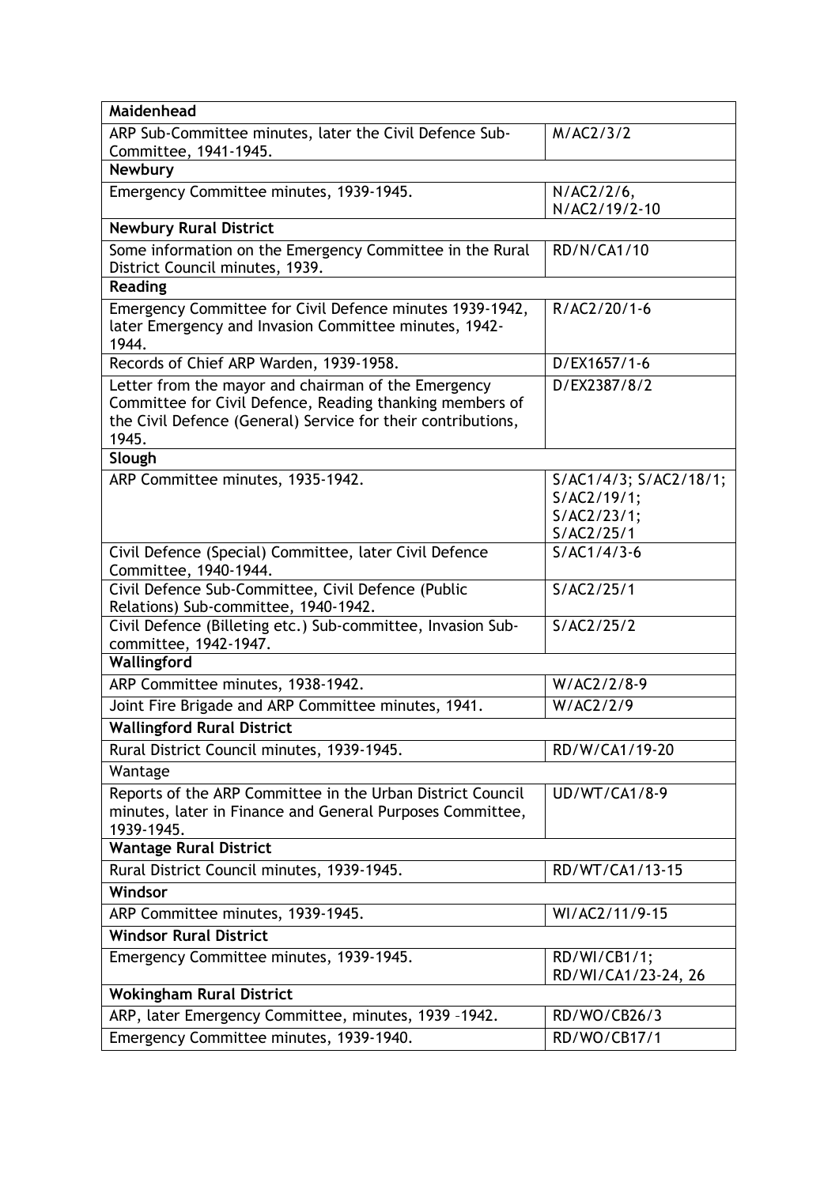| **Maidenhead** | |
|---|---|
| ARP Sub-Committee minutes, later the Civil Defence Sub-Committee, 1941-1945. | M/AC2/3/2 |
| **Newbury** | |
| Emergency Committee minutes, 1939-1945. | N/AC2/2/6, N/AC2/19/2-10 |
| **Newbury Rural District** | |
| Some information on the Emergency Committee in the Rural District Council minutes, 1939. | RD/N/CA1/10 |
| **Reading** | |
| Emergency Committee for Civil Defence minutes 1939-1942, later Emergency and Invasion Committee minutes, 1942-1944. | R/AC2/20/1-6 |
| Records of Chief ARP Warden, 1939-1958. | D/EX1657/1-6 |
| Letter from the mayor and chairman of the Emergency Committee for Civil Defence, Reading thanking members of the Civil Defence (General) Service for their contributions, 1945. | D/EX2387/8/2 |
| **Slough** | |
| ARP Committee minutes, 1935-1942. | S/AC1/4/3; S/AC2/18/1; S/AC2/19/1; S/AC2/23/1; S/AC2/25/1 |
| Civil Defence (Special) Committee, later Civil Defence Committee, 1940-1944. | S/AC1/4/3-6 |
| Civil Defence Sub-Committee, Civil Defence (Public Relations) Sub-committee, 1940-1942. | S/AC2/25/1 |
| Civil Defence (Billeting etc.) Sub-committee, Invasion Sub-committee, 1942-1947. | S/AC2/25/2 |
| **Wallingford** | |
| ARP Committee minutes, 1938-1942. | W/AC2/2/8-9 |
| Joint Fire Brigade and ARP Committee minutes, 1941. | W/AC2/2/9 |
| **Wallingford Rural District** | |
| Rural District Council minutes, 1939-1945. | RD/W/CA1/19-20 |
| Wantage | |
| Reports of the ARP Committee in the Urban District Council minutes, later in Finance and General Purposes Committee, 1939-1945. | UD/WT/CA1/8-9 |
| **Wantage Rural District** | |
| Rural District Council minutes, 1939-1945. | RD/WT/CA1/13-15 |
| **Windsor** | |
| ARP Committee minutes, 1939-1945. | WI/AC2/11/9-15 |
| **Windsor Rural District** | |
| Emergency Committee minutes, 1939-1945. | RD/WI/CB1/1; RD/WI/CA1/23-24, 26 |
| **Wokingham Rural District** | |
| ARP, later Emergency Committee, minutes, 1939 –1942. | RD/WO/CB26/3 |
| Emergency Committee minutes, 1939-1940. | RD/WO/CB17/1 |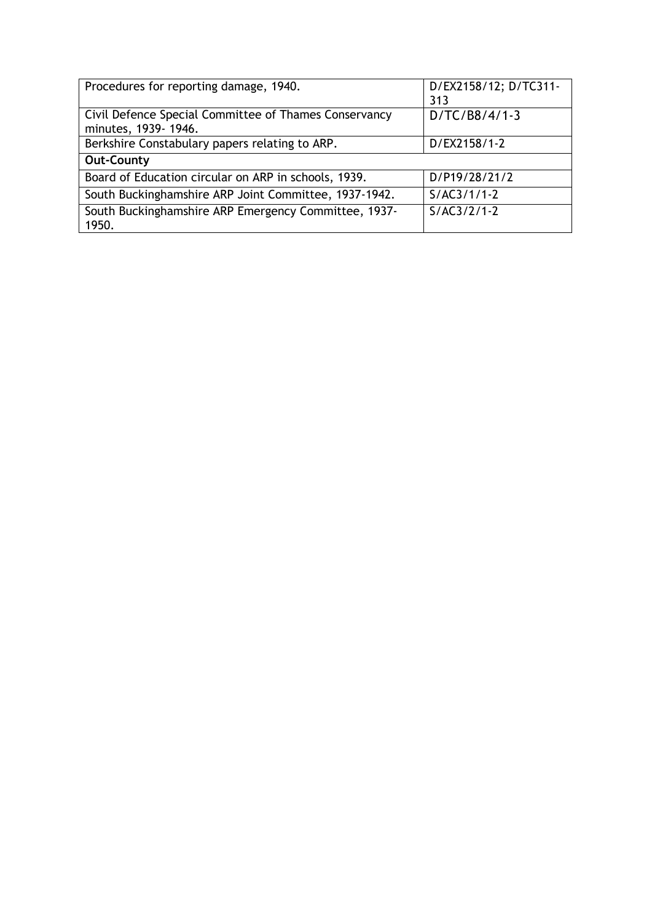| | |
|---|---|
| Procedures for reporting damage, 1940. | D/EX2158/12; D/TC311-313 |
| Civil Defence Special Committee of Thames Conservancy minutes, 1939- 1946. | D/TC/B8/4/1-3 |
| Berkshire Constabulary papers relating to ARP. | D/EX2158/1-2 |
| **Out-County** | |
| Board of Education circular on ARP in schools, 1939. | D/P19/28/21/2 |
| South Buckinghamshire ARP Joint Committee, 1937-1942. | S/AC3/1/1-2 |
| South Buckinghamshire ARP Emergency Committee, 1937-1950. | S/AC3/2/1-2 |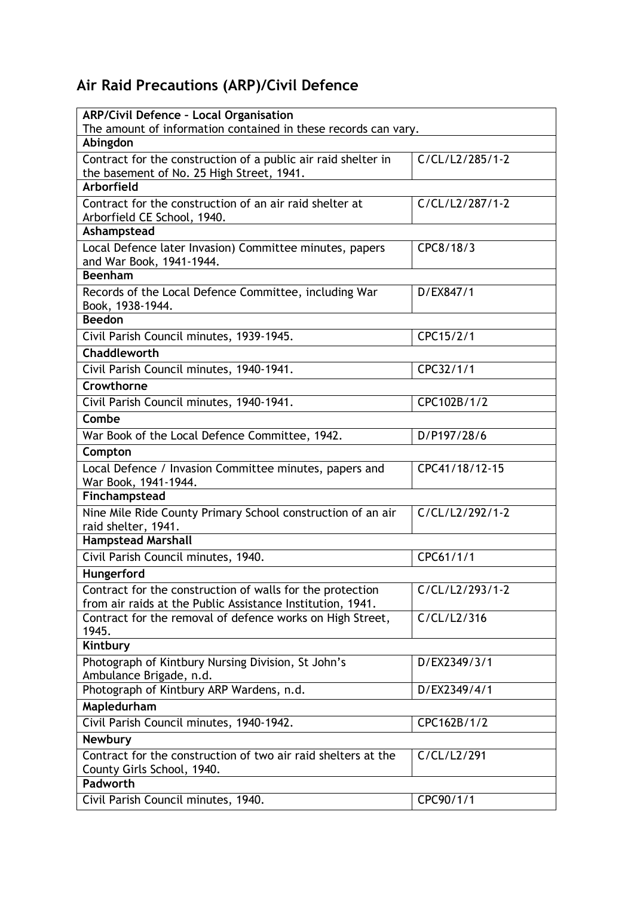## Air Raid Precautions (ARP)/Civil Defence

| **ARP/Civil Defence – Local Organisation**<br>The amount of information contained in these records can vary. | |
|---|---|
| **Abingdon** | |
| Contract for the construction of a public air raid shelter in the basement of No. 25 High Street, 1941. | C/CL/L2/285/1-2 |
| **Arborfield** | |
| Contract for the construction of an air raid shelter at Arborfield CE School, 1940. | C/CL/L2/287/1-2 |
| **Ashampstead** | |
| Local Defence later Invasion) Committee minutes, papers and War Book, 1941-1944. | CPC8/18/3 |
| **Beenham** | |
| Records of the Local Defence Committee, including War Book, 1938-1944. | D/EX847/1 |
| **Beedon** | |
| Civil Parish Council minutes, 1939-1945. | CPC15/2/1 |
| **Chaddleworth** | |
| Civil Parish Council minutes, 1940-1941. | CPC32/1/1 |
| **Crowthorne** | |
| Civil Parish Council minutes, 1940-1941. | CPC102B/1/2 |
| **Combe** | |
| War Book of the Local Defence Committee, 1942. | D/P197/28/6 |
| **Compton** | |
| Local Defence / Invasion Committee minutes, papers and War Book, 1941-1944. | CPC41/18/12-15 |
| **Finchampstead** | |
| Nine Mile Ride County Primary School construction of an air raid shelter, 1941. | C/CL/L2/292/1-2 |
| **Hampstead Marshall** | |
| Civil Parish Council minutes, 1940. | CPC61/1/1 |
| **Hungerford** | |
| Contract for the construction of walls for the protection from air raids at the Public Assistance Institution, 1941. | C/CL/L2/293/1-2 |
| Contract for the removal of defence works on High Street, 1945. | C/CL/L2/316 |
| **Kintbury** | |
| Photograph of Kintbury Nursing Division, St John's Ambulance Brigade, n.d. | D/EX2349/3/1 |
| Photograph of Kintbury ARP Wardens, n.d. | D/EX2349/4/1 |
| **Mapledurham** | |
| Civil Parish Council minutes, 1940-1942. | CPC162B/1/2 |
| **Newbury** | |
| Contract for the construction of two air raid shelters at the County Girls School, 1940. | C/CL/L2/291 |
| **Padworth** | |
| Civil Parish Council minutes, 1940. | CPC90/1/1 |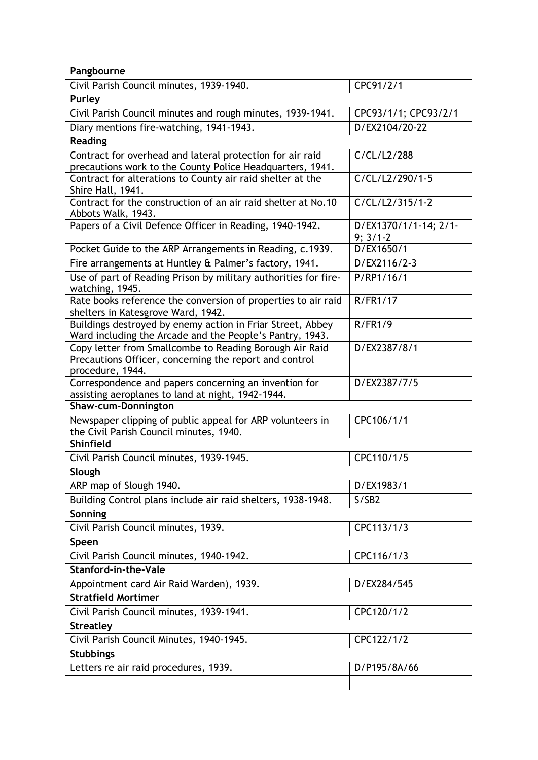| **Pangbourne** | |
|---|---|
| Civil Parish Council minutes, 1939-1940. | CPC91/2/1 |
| **Purley** | |
| Civil Parish Council minutes and rough minutes, 1939-1941. | CPC93/1/1; CPC93/2/1 |
| Diary mentions fire-watching, 1941-1943. | D/EX2104/20-22 |
| **Reading** | |
| Contract for overhead and lateral protection for air raid precautions work to the County Police Headquarters, 1941. | C/CL/L2/288 |
| Contract for alterations to County air raid shelter at the Shire Hall, 1941. | C/CL/L2/290/1-5 |
| Contract for the construction of an air raid shelter at No.10 Abbots Walk, 1943. | C/CL/L2/315/1-2 |
| Papers of a Civil Defence Officer in Reading, 1940-1942. | D/EX1370/1/1-14; 2/1-9; 3/1-2 |
| Pocket Guide to the ARP Arrangements in Reading, c.1939. | D/EX1650/1 |
| Fire arrangements at Huntley & Palmer's factory, 1941. | D/EX2116/2-3 |
| Use of part of Reading Prison by military authorities for fire-watching, 1945. | P/RP1/16/1 |
| Rate books reference the conversion of properties to air raid shelters in Katesgrove Ward, 1942. | R/FR1/17 |
| Buildings destroyed by enemy action in Friar Street, Abbey Ward including the Arcade and the People's Pantry, 1943. | R/FR1/9 |
| Copy letter from Smallcombe to Reading Borough Air Raid Precautions Officer, concerning the report and control procedure, 1944. | D/EX2387/8/1 |
| Correspondence and papers concerning an invention for assisting aeroplanes to land at night, 1942-1944. | D/EX2387/7/5 |
| **Shaw-cum-Donnington** | |
| Newspaper clipping of public appeal for ARP volunteers in the Civil Parish Council minutes, 1940. | CPC106/1/1 |
| **Shinfield** | |
| Civil Parish Council minutes, 1939-1945. | CPC110/1/5 |
| **Slough** | |
| ARP map of Slough 1940. | D/EX1983/1 |
| Building Control plans include air raid shelters, 1938-1948. | S/SB2 |
| **Sonning** | |
| Civil Parish Council minutes, 1939. | CPC113/1/3 |
| **Speen** | |
| Civil Parish Council minutes, 1940-1942. | CPC116/1/3 |
| **Stanford-in-the-Vale** | |
| Appointment card Air Raid Warden), 1939. | D/EX284/545 |
| **Stratfield Mortimer** | |
| Civil Parish Council minutes, 1939-1941. | CPC120/1/2 |
| **Streatley** | |
| Civil Parish Council Minutes, 1940-1945. | CPC122/1/2 |
| **Stubbings** | |
| Letters re air raid procedures, 1939. | D/P195/8A/66 |
| | |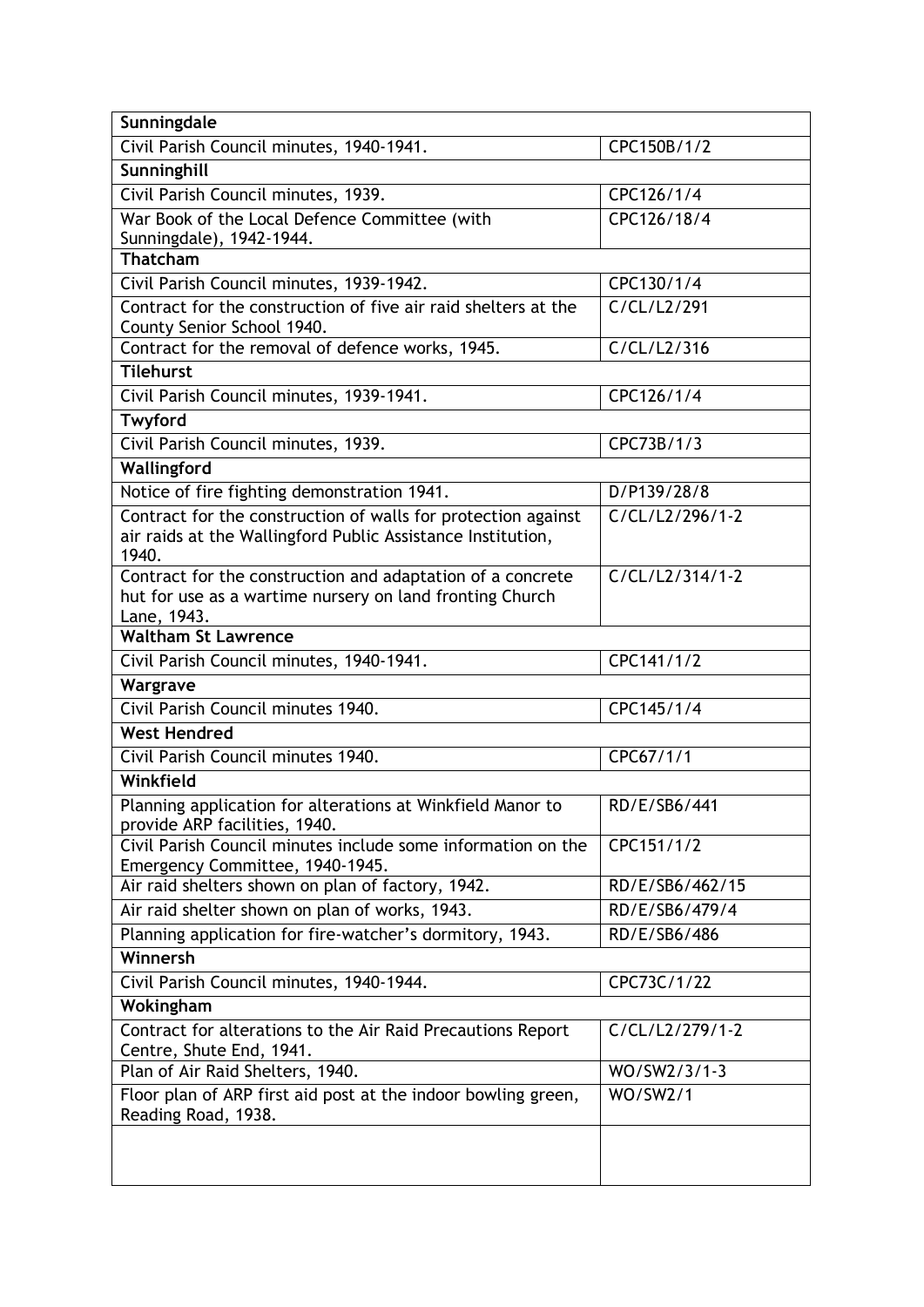| **Sunningdale** | |
|---|---|
| Civil Parish Council minutes, 1940-1941. | CPC150B/1/2 |
| **Sunninghill** | |
| Civil Parish Council minutes, 1939. | CPC126/1/4 |
| War Book of the Local Defence Committee (with Sunningdale), 1942-1944. | CPC126/18/4 |
| **Thatcham** | |
| Civil Parish Council minutes, 1939-1942. | CPC130/1/4 |
| Contract for the construction of five air raid shelters at the County Senior School 1940. | C/CL/L2/291 |
| Contract for the removal of defence works, 1945. | C/CL/L2/316 |
| **Tilehurst** | |
| Civil Parish Council minutes, 1939-1941. | CPC126/1/4 |
| **Twyford** | |
| Civil Parish Council minutes, 1939. | CPC73B/1/3 |
| **Wallingford** | |
| Notice of fire fighting demonstration 1941. | D/P139/28/8 |
| Contract for the construction of walls for protection against air raids at the Wallingford Public Assistance Institution, 1940. | C/CL/L2/296/1-2 |
| Contract for the construction and adaptation of a concrete hut for use as a wartime nursery on land fronting Church Lane, 1943. | C/CL/L2/314/1-2 |
| **Waltham St Lawrence** | |
| Civil Parish Council minutes, 1940-1941. | CPC141/1/2 |
| **Wargrave** | |
| Civil Parish Council minutes 1940. | CPC145/1/4 |
| **West Hendred** | |
| Civil Parish Council minutes 1940. | CPC67/1/1 |
| **Winkfield** | |
| Planning application for alterations at Winkfield Manor to provide ARP facilities, 1940. | RD/E/SB6/441 |
| Civil Parish Council minutes include some information on the Emergency Committee, 1940-1945. | CPC151/1/2 |
| Air raid shelters shown on plan of factory, 1942. | RD/E/SB6/462/15 |
| Air raid shelter shown on plan of works, 1943. | RD/E/SB6/479/4 |
| Planning application for fire-watcher's dormitory, 1943. | RD/E/SB6/486 |
| **Winnersh** | |
| Civil Parish Council minutes, 1940-1944. | CPC73C/1/22 |
| **Wokingham** | |
| Contract for alterations to the Air Raid Precautions Report Centre, Shute End, 1941. | C/CL/L2/279/1-2 |
| Plan of Air Raid Shelters, 1940. | WO/SW2/3/1-3 |
| Floor plan of ARP first aid post at the indoor bowling green, Reading Road, 1938. | WO/SW2/1 |
| | |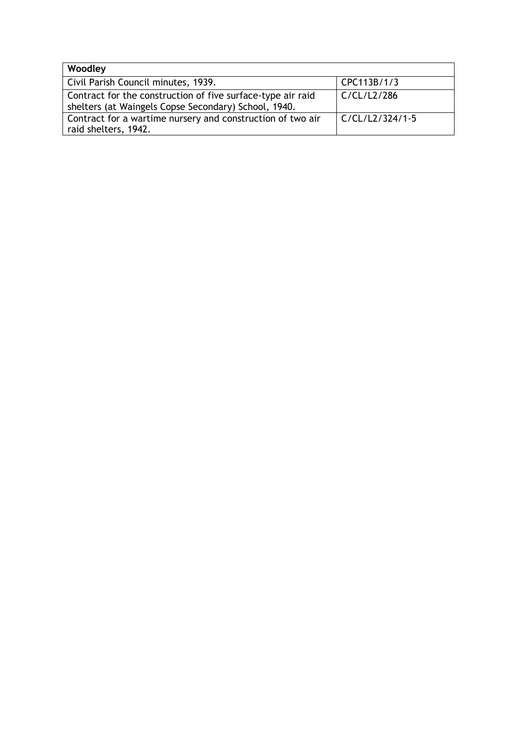| **Woodley** | |
|---|---|
| Civil Parish Council minutes, 1939. | CPC113B/1/3 |
| Contract for the construction of five surface-type air raid shelters (at Waingels Copse Secondary) School, 1940. | C/CL/L2/286 |
| Contract for a wartime nursery and construction of two air raid shelters, 1942. | C/CL/L2/324/1-5 |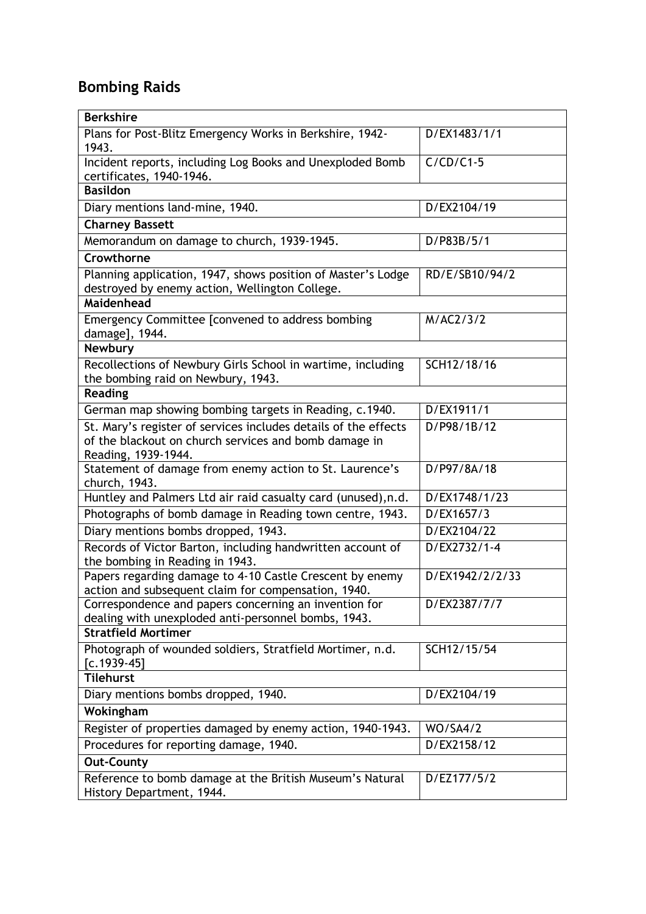## Bombing Raids

| **Berkshire** | |
|---|---|
| Plans for Post-Blitz Emergency Works in Berkshire, 1942-1943. | D/EX1483/1/1 |
| Incident reports, including Log Books and Unexploded Bomb certificates, 1940-1946. | C/CD/C1-5 |
| **Basildon** | |
| Diary mentions land-mine, 1940. | D/EX2104/19 |
| **Charney Bassett** | |
| Memorandum on damage to church, 1939-1945. | D/P83B/5/1 |
| **Crowthorne** | |
| Planning application, 1947, shows position of Master's Lodge destroyed by enemy action, Wellington College. | RD/E/SB10/94/2 |
| **Maidenhead** | |
| Emergency Committee [convened to address bombing damage], 1944. | M/AC2/3/2 |
| **Newbury** | |
| Recollections of Newbury Girls School in wartime, including the bombing raid on Newbury, 1943. | SCH12/18/16 |
| **Reading** | |
| German map showing bombing targets in Reading, c.1940. | D/EX1911/1 |
| St. Mary's register of services includes details of the effects of the blackout on church services and bomb damage in Reading, 1939-1944. | D/P98/1B/12 |
| Statement of damage from enemy action to St. Laurence's church, 1943. | D/P97/8A/18 |
| Huntley and Palmers Ltd air raid casualty card (unused),n.d. | D/EX1748/1/23 |
| Photographs of bomb damage in Reading town centre, 1943. | D/EX1657/3 |
| Diary mentions bombs dropped, 1943. | D/EX2104/22 |
| Records of Victor Barton, including handwritten account of the bombing in Reading in 1943. | D/EX2732/1-4 |
| Papers regarding damage to 4-10 Castle Crescent by enemy action and subsequent claim for compensation, 1940. | D/EX1942/2/2/33 |
| Correspondence and papers concerning an invention for dealing with unexploded anti-personnel bombs, 1943. | D/EX2387/7/7 |
| **Stratfield Mortimer** | |
| Photograph of wounded soldiers, Stratfield Mortimer, n.d. [c.1939-45] | SCH12/15/54 |
| **Tilehurst** | |
| Diary mentions bombs dropped, 1940. | D/EX2104/19 |
| **Wokingham** | |
| Register of properties damaged by enemy action, 1940-1943. | WO/SA4/2 |
| Procedures for reporting damage, 1940. | D/EX2158/12 |
| **Out-County** | |
| Reference to bomb damage at the British Museum's Natural History Department, 1944. | D/EZ177/5/2 |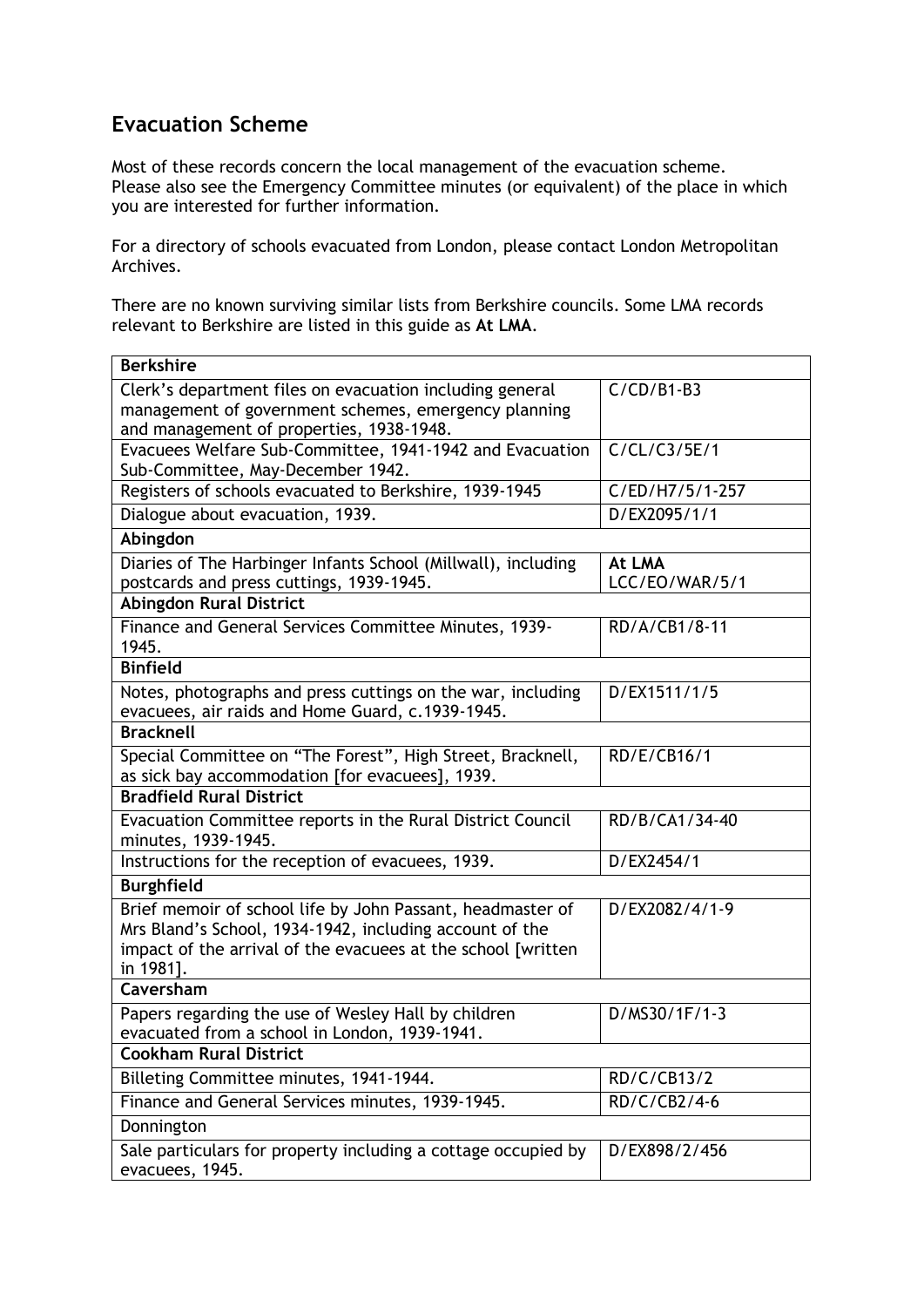## Evacuation Scheme

Most of these records concern the local management of the evacuation scheme. Please also see the Emergency Committee minutes (or equivalent) of the place in which you are interested for further information.

For a directory of schools evacuated from London, please contact London Metropolitan Archives.

There are no known surviving similar lists from Berkshire councils. Some LMA records relevant to Berkshire are listed in this guide as **At LMA**.

| **Berkshire** | |
|---|---|
| Clerk's department files on evacuation including general management of government schemes, emergency planning and management of properties, 1938-1948. | C/CD/B1-B3 |
| Evacuees Welfare Sub-Committee, 1941-1942 and Evacuation Sub-Committee, May-December 1942. | C/CL/C3/5E/1 |
| Registers of schools evacuated to Berkshire, 1939-1945 | C/ED/H7/5/1-257 |
| Dialogue about evacuation, 1939. | D/EX2095/1/1 |
| **Abingdon** | |
| Diaries of The Harbinger Infants School (Millwall), including postcards and press cuttings, 1939-1945. | **At LMA** LCC/EO/WAR/5/1 |
| **Abingdon Rural District** | |
| Finance and General Services Committee Minutes, 1939-1945. | RD/A/CB1/8-11 |
| **Binfield** | |
| Notes, photographs and press cuttings on the war, including evacuees, air raids and Home Guard, c.1939-1945. | D/EX1511/1/5 |
| **Bracknell** | |
| Special Committee on "The Forest", High Street, Bracknell, as sick bay accommodation [for evacuees], 1939. | RD/E/CB16/1 |
| **Bradfield Rural District** | |
| Evacuation Committee reports in the Rural District Council minutes, 1939-1945. | RD/B/CA1/34-40 |
| Instructions for the reception of evacuees, 1939. | D/EX2454/1 |
| **Burghfield** | |
| Brief memoir of school life by John Passant, headmaster of Mrs Bland's School, 1934-1942, including account of the impact of the arrival of the evacuees at the school [written in 1981]. | D/EX2082/4/1-9 |
| **Caversham** | |
| Papers regarding the use of Wesley Hall by children evacuated from a school in London, 1939-1941. | D/MS30/1F/1-3 |
| **Cookham Rural District** | |
| Billeting Committee minutes, 1941-1944. | RD/C/CB13/2 |
| Finance and General Services minutes, 1939-1945. | RD/C/CB2/4-6 |
| Donnington | |
| Sale particulars for property including a cottage occupied by evacuees, 1945. | D/EX898/2/456 |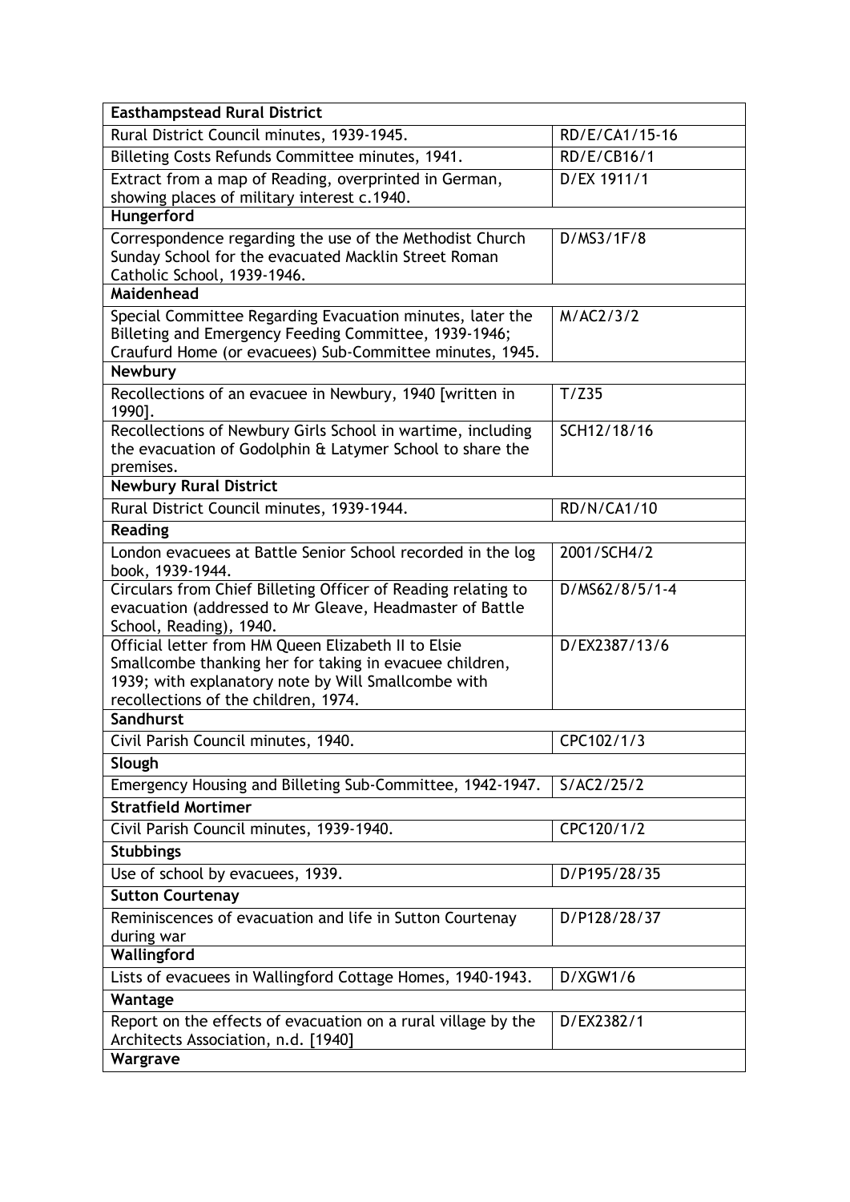| **Easthampstead Rural District** | |
|---|---|
| Rural District Council minutes, 1939-1945. | RD/E/CA1/15-16 |
| Billeting Costs Refunds Committee minutes, 1941. | RD/E/CB16/1 |
| Extract from a map of Reading, overprinted in German, showing places of military interest c.1940. | D/EX 1911/1 |
| **Hungerford** | |
| Correspondence regarding the use of the Methodist Church Sunday School for the evacuated Macklin Street Roman Catholic School, 1939-1946. | D/MS3/1F/8 |
| **Maidenhead** | |
| Special Committee Regarding Evacuation minutes, later the Billeting and Emergency Feeding Committee, 1939-1946; Craufurd Home (or evacuees) Sub-Committee minutes, 1945. | M/AC2/3/2 |
| **Newbury** | |
| Recollections of an evacuee in Newbury, 1940 [written in 1990]. | T/Z35 |
| Recollections of Newbury Girls School in wartime, including the evacuation of Godolphin & Latymer School to share the premises. | SCH12/18/16 |
| **Newbury Rural District** | |
| Rural District Council minutes, 1939-1944. | RD/N/CA1/10 |
| **Reading** | |
| London evacuees at Battle Senior School recorded in the log book, 1939-1944. | 2001/SCH4/2 |
| Circulars from Chief Billeting Officer of Reading relating to evacuation (addressed to Mr Gleave, Headmaster of Battle School, Reading), 1940. | D/MS62/8/5/1-4 |
| Official letter from HM Queen Elizabeth II to Elsie Smallcombe thanking her for taking in evacuee children, 1939; with explanatory note by Will Smallcombe with recollections of the children, 1974. | D/EX2387/13/6 |
| **Sandhurst** | |
| Civil Parish Council minutes, 1940. | CPC102/1/3 |
| **Slough** | |
| Emergency Housing and Billeting Sub-Committee, 1942-1947. | S/AC2/25/2 |
| **Stratfield Mortimer** | |
| Civil Parish Council minutes, 1939-1940. | CPC120/1/2 |
| **Stubbings** | |
| Use of school by evacuees, 1939. | D/P195/28/35 |
| **Sutton Courtenay** | |
| Reminiscences of evacuation and life in Sutton Courtenay during war | D/P128/28/37 |
| **Wallingford** | |
| Lists of evacuees in Wallingford Cottage Homes, 1940-1943. | D/XGW1/6 |
| **Wantage** | |
| Report on the effects of evacuation on a rural village by the Architects Association, n.d. [1940] | D/EX2382/1 |
| **Wargrave** | |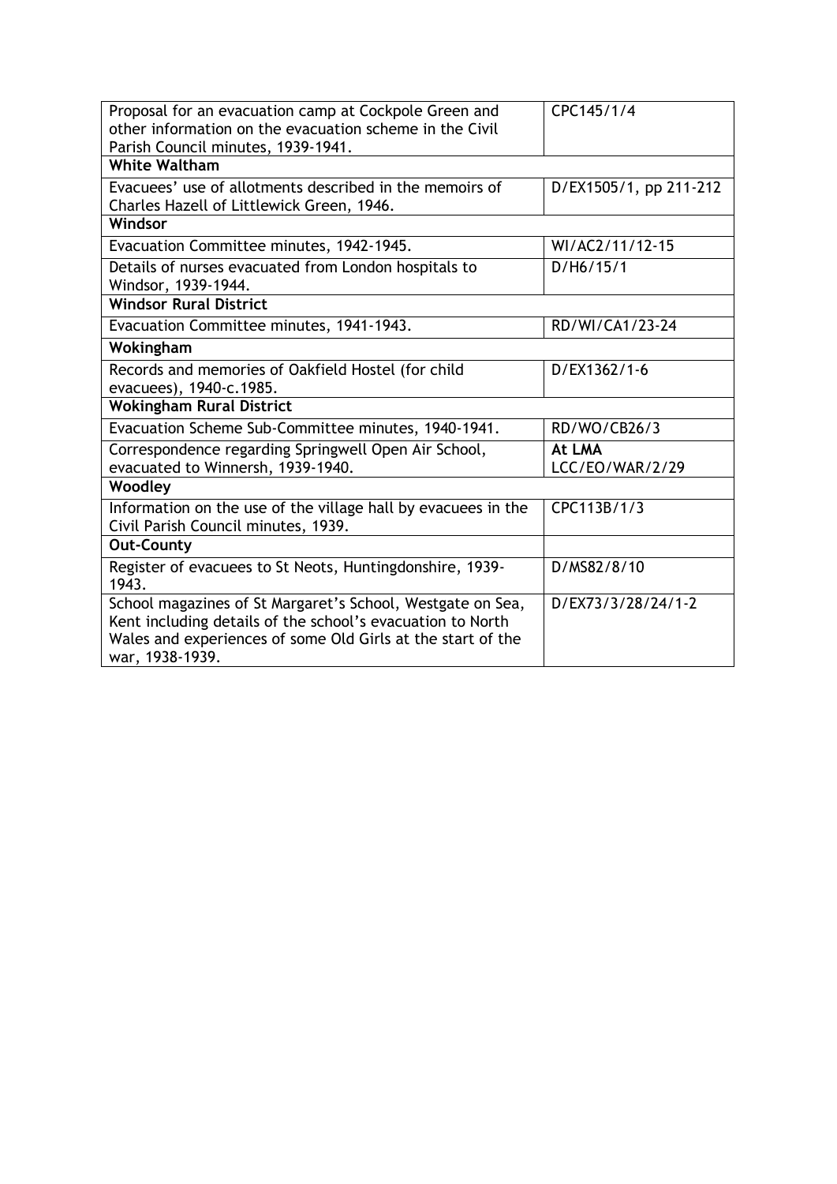| | |
|---|---|
| Proposal for an evacuation camp at Cockpole Green and other information on the evacuation scheme in the Civil Parish Council minutes, 1939-1941. | CPC145/1/4 |
| **White Waltham** | |
| Evacuees' use of allotments described in the memoirs of Charles Hazell of Littlewick Green, 1946. | D/EX1505/1, pp 211-212 |
| **Windsor** | |
| Evacuation Committee minutes, 1942-1945. | WI/AC2/11/12-15 |
| Details of nurses evacuated from London hospitals to Windsor, 1939-1944. | D/H6/15/1 |
| **Windsor Rural District** | |
| Evacuation Committee minutes, 1941-1943. | RD/WI/CA1/23-24 |
| **Wokingham** | |
| Records and memories of Oakfield Hostel (for child evacuees), 1940-c.1985. | D/EX1362/1-6 |
| **Wokingham Rural District** | |
| Evacuation Scheme Sub-Committee minutes, 1940-1941. | RD/WO/CB26/3 |
| Correspondence regarding Springwell Open Air School, evacuated to Winnersh, 1939-1940. | **At LMA** LCC/EO/WAR/2/29 |
| **Woodley** | |
| Information on the use of the village hall by evacuees in the Civil Parish Council minutes, 1939. | CPC113B/1/3 |
| **Out-County** | |
| Register of evacuees to St Neots, Huntingdonshire, 1939-1943. | D/MS82/8/10 |
| School magazines of St Margaret's School, Westgate on Sea, Kent including details of the school's evacuation to North Wales and experiences of some Old Girls at the start of the war, 1938-1939. | D/EX73/3/28/24/1-2 |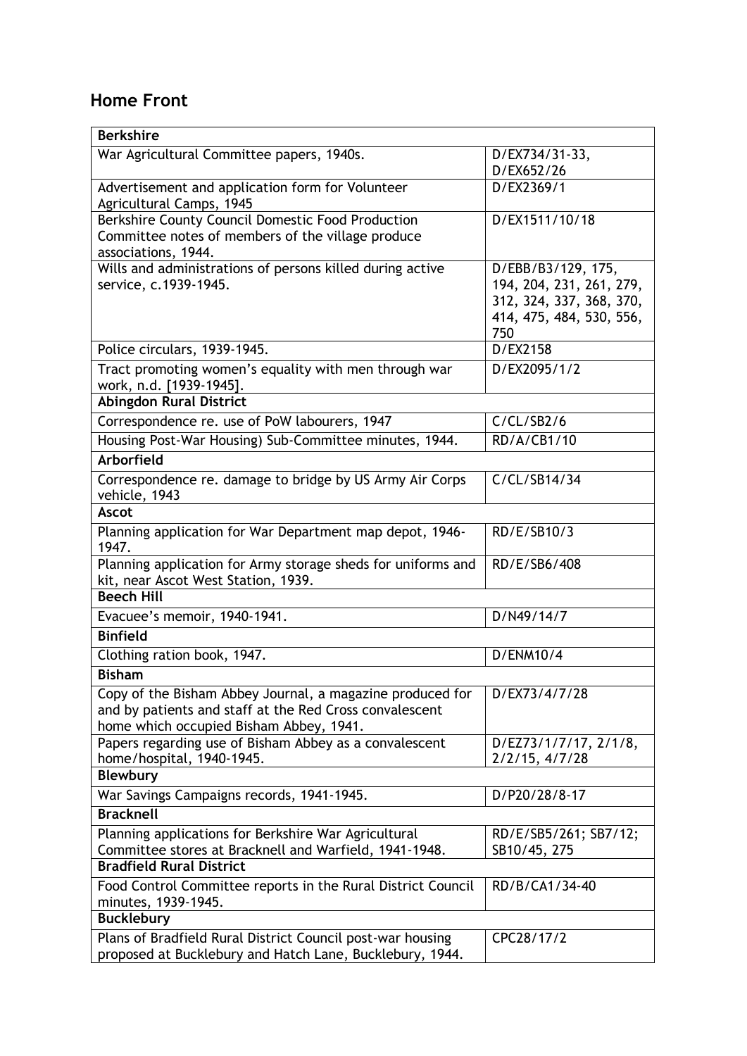## Home Front

| Berkshire | |
|---|---|
| War Agricultural Committee papers, 1940s. | D/EX734/31-33, D/EX652/26 |
| Advertisement and application form for Volunteer Agricultural Camps, 1945 | D/EX2369/1 |
| Berkshire County Council Domestic Food Production Committee notes of members of the village produce associations, 1944. | D/EX1511/10/18 |
| Wills and administrations of persons killed during active service, c.1939-1945. | D/EBB/B3/129, 175, 194, 204, 231, 261, 279, 312, 324, 337, 368, 370, 414, 475, 484, 530, 556, 750 |
| Police circulars, 1939-1945. | D/EX2158 |
| Tract promoting women's equality with men through war work, n.d. [1939-1945]. | D/EX2095/1/2 |
| **Abingdon Rural District** | |
| Correspondence re. use of PoW labourers, 1947 | C/CL/SB2/6 |
| Housing Post-War Housing) Sub-Committee minutes, 1944. | RD/A/CB1/10 |
| **Arborfield** | |
| Correspondence re. damage to bridge by US Army Air Corps vehicle, 1943 | C/CL/SB14/34 |
| **Ascot** | |
| Planning application for War Department map depot, 1946-1947. | RD/E/SB10/3 |
| Planning application for Army storage sheds for uniforms and kit, near Ascot West Station, 1939. | RD/E/SB6/408 |
| **Beech Hill** | |
| Evacuee's memoir, 1940-1941. | D/N49/14/7 |
| **Binfield** | |
| Clothing ration book, 1947. | D/ENM10/4 |
| **Bisham** | |
| Copy of the Bisham Abbey Journal, a magazine produced for and by patients and staff at the Red Cross convalescent home which occupied Bisham Abbey, 1941. | D/EX73/4/7/28 |
| Papers regarding use of Bisham Abbey as a convalescent home/hospital, 1940-1945. | D/EZ73/1/7/17, 2/1/8, 2/2/15, 4/7/28 |
| **Blewbury** | |
| War Savings Campaigns records, 1941-1945. | D/P20/28/8-17 |
| **Bracknell** | |
| Planning applications for Berkshire War Agricultural Committee stores at Bracknell and Warfield, 1941-1948. | RD/E/SB5/261; SB7/12; SB10/45, 275 |
| **Bradfield Rural District** | |
| Food Control Committee reports in the Rural District Council minutes, 1939-1945. | RD/B/CA1/34-40 |
| **Bucklebury** | |
| Plans of Bradfield Rural District Council post-war housing proposed at Bucklebury and Hatch Lane, Bucklebury, 1944. | CPC28/17/2 |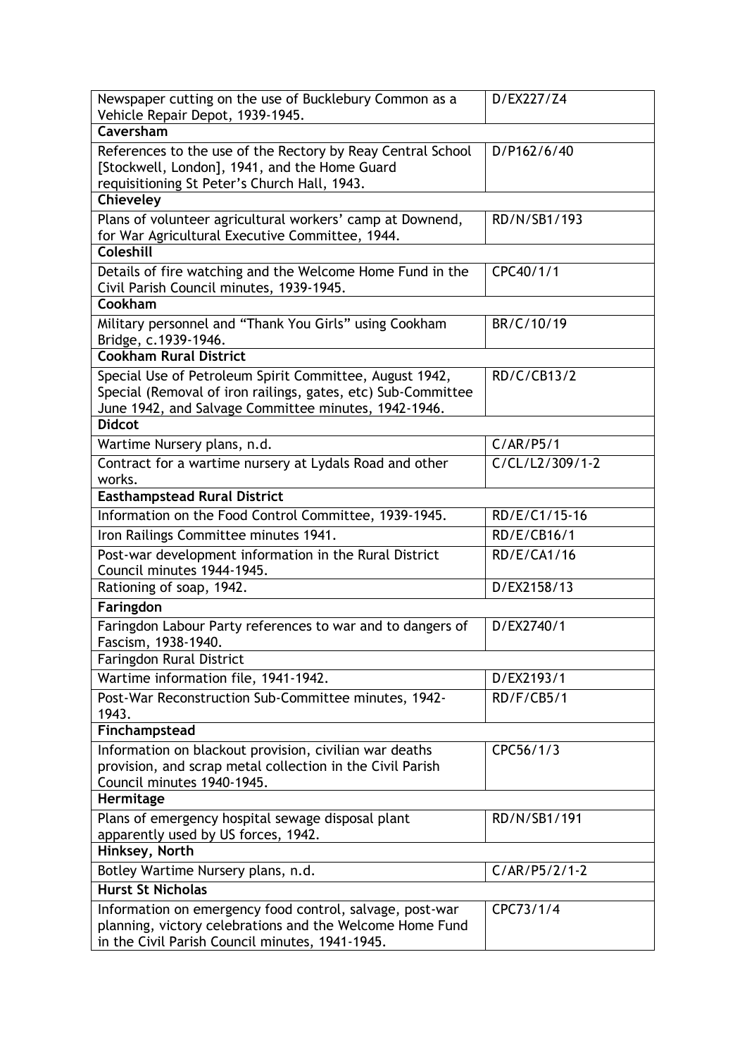| Newspaper cutting on the use of Bucklebury Common as a Vehicle Repair Depot, 1939-1945. | D/EX227/Z4 |
|---|---|
| **Caversham** | |
| References to the use of the Rectory by Reay Central School [Stockwell, London], 1941, and the Home Guard requisitioning St Peter's Church Hall, 1943. | D/P162/6/40 |
| **Chieveley** | |
| Plans of volunteer agricultural workers' camp at Downend, for War Agricultural Executive Committee, 1944. | RD/N/SB1/193 |
| **Coleshill** | |
| Details of fire watching and the Welcome Home Fund in the Civil Parish Council minutes, 1939-1945. | CPC40/1/1 |
| **Cookham** | |
| Military personnel and "Thank You Girls" using Cookham Bridge, c.1939-1946. | BR/C/10/19 |
| **Cookham Rural District** | |
| Special Use of Petroleum Spirit Committee, August 1942, Special (Removal of iron railings, gates, etc) Sub-Committee June 1942, and Salvage Committee minutes, 1942-1946. | RD/C/CB13/2 |
| **Didcot** | |
| Wartime Nursery plans, n.d. | C/AR/P5/1 |
| Contract for a wartime nursery at Lydals Road and other works. | C/CL/L2/309/1-2 |
| **Easthampstead Rural District** | |
| Information on the Food Control Committee, 1939-1945. | RD/E/C1/15-16 |
| Iron Railings Committee minutes 1941. | RD/E/CB16/1 |
| Post-war development information in the Rural District Council minutes 1944-1945. | RD/E/CA1/16 |
| Rationing of soap, 1942. | D/EX2158/13 |
| **Faringdon** | |
| Faringdon Labour Party references to war and to dangers of Fascism, 1938-1940. | D/EX2740/1 |
| Faringdon Rural District | |
| Wartime information file, 1941-1942. | D/EX2193/1 |
| Post-War Reconstruction Sub-Committee minutes, 1942-1943. | RD/F/CB5/1 |
| **Finchampstead** | |
| Information on blackout provision, civilian war deaths provision, and scrap metal collection in the Civil Parish Council minutes 1940-1945. | CPC56/1/3 |
| **Hermitage** | |
| Plans of emergency hospital sewage disposal plant apparently used by US forces, 1942. | RD/N/SB1/191 |
| **Hinksey, North** | |
| Botley Wartime Nursery plans, n.d. | C/AR/P5/2/1-2 |
| **Hurst St Nicholas** | |
| Information on emergency food control, salvage, post-war planning, victory celebrations and the Welcome Home Fund in the Civil Parish Council minutes, 1941-1945. | CPC73/1/4 |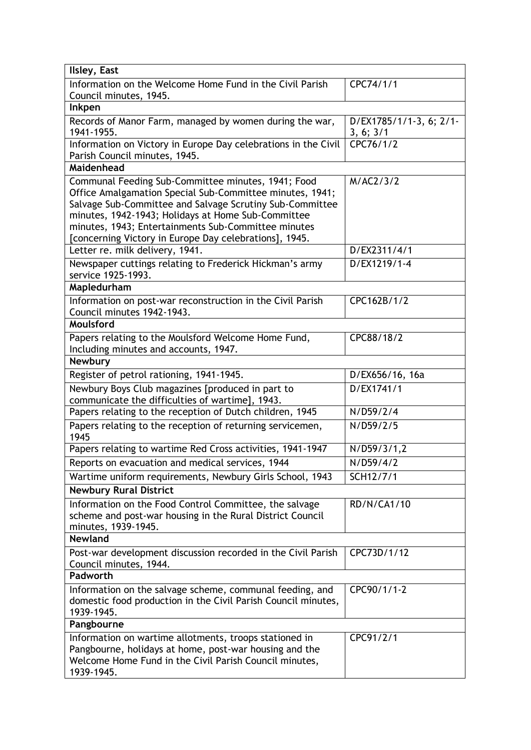| Ilsley, East | |
|---|---|
| Information on the Welcome Home Fund in the Civil Parish Council minutes, 1945. | CPC74/1/1 |
| **Inkpen** | |
| Records of Manor Farm, managed by women during the war, 1941-1955. | D/EX1785/1/1-3, 6; 2/1-3, 6; 3/1 |
| Information on Victory in Europe Day celebrations in the Civil Parish Council minutes, 1945. | CPC76/1/2 |
| **Maidenhead** | |
| Communal Feeding Sub-Committee minutes, 1941; Food Office Amalgamation Special Sub-Committee minutes, 1941; Salvage Sub-Committee and Salvage Scrutiny Sub-Committee minutes, 1942-1943; Holidays at Home Sub-Committee minutes, 1943; Entertainments Sub-Committee minutes [concerning Victory in Europe Day celebrations], 1945. | M/AC2/3/2 |
| Letter re. milk delivery, 1941. | D/EX2311/4/1 |
| Newspaper cuttings relating to Frederick Hickman's army service 1925-1993. | D/EX1219/1-4 |
| **Mapledurham** | |
| Information on post-war reconstruction in the Civil Parish Council minutes 1942-1943. | CPC162B/1/2 |
| **Moulsford** | |
| Papers relating to the Moulsford Welcome Home Fund, Including minutes and accounts, 1947. | CPC88/18/2 |
| **Newbury** | |
| Register of petrol rationing, 1941-1945. | D/EX656/16, 16a |
| Newbury Boys Club magazines [produced in part to communicate the difficulties of wartime], 1943. | D/EX1741/1 |
| Papers relating to the reception of Dutch children, 1945 | N/D59/2/4 |
| Papers relating to the reception of returning servicemen, 1945 | N/D59/2/5 |
| Papers relating to wartime Red Cross activities, 1941-1947 | N/D59/3/1,2 |
| Reports on evacuation and medical services, 1944 | N/D59/4/2 |
| Wartime uniform requirements, Newbury Girls School, 1943 | SCH12/7/1 |
| **Newbury Rural District** | |
| Information on the Food Control Committee, the salvage scheme and post-war housing in the Rural District Council minutes, 1939-1945. | RD/N/CA1/10 |
| **Newland** | |
| Post-war development discussion recorded in the Civil Parish Council minutes, 1944. | CPC73D/1/12 |
| **Padworth** | |
| Information on the salvage scheme, communal feeding, and domestic food production in the Civil Parish Council minutes, 1939-1945. | CPC90/1/1-2 |
| **Pangbourne** | |
| Information on wartime allotments, troops stationed in Pangbourne, holidays at home, post-war housing and the Welcome Home Fund in the Civil Parish Council minutes, 1939-1945. | CPC91/2/1 |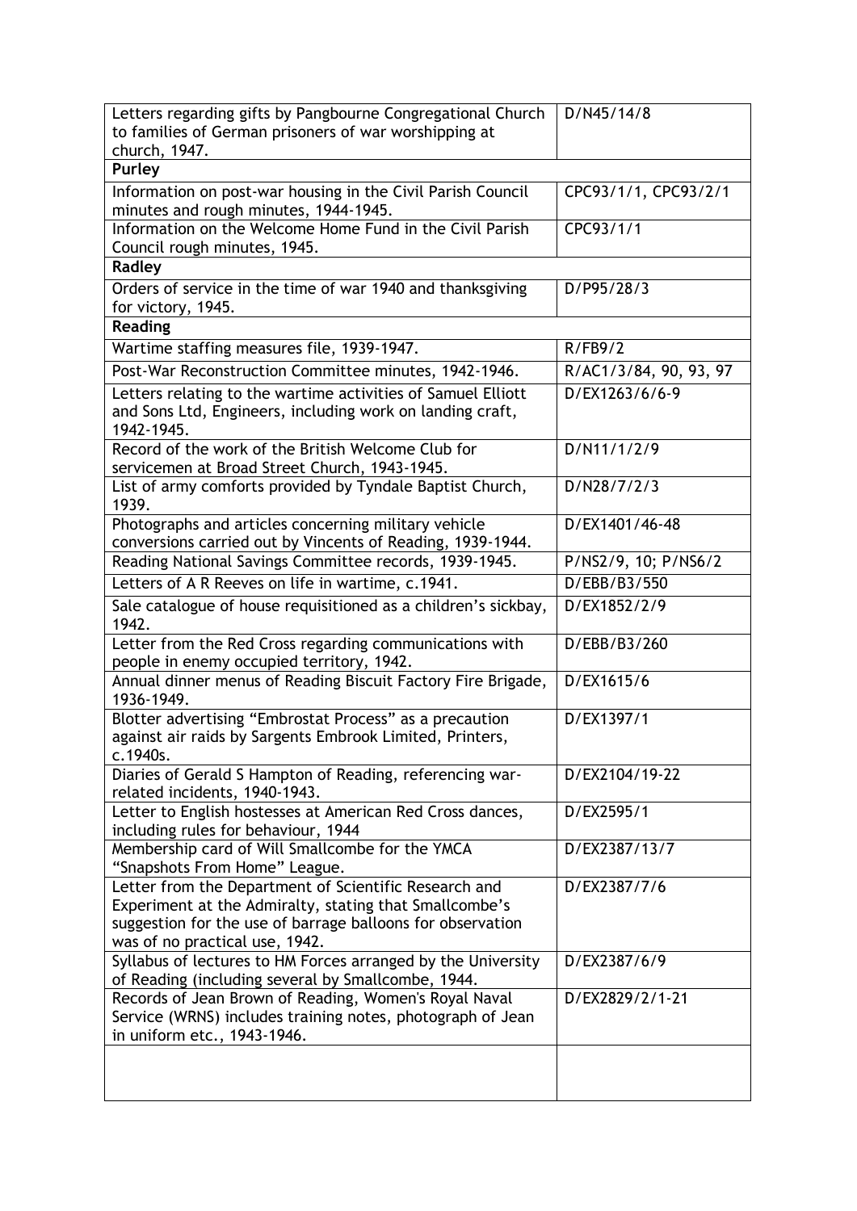| | |
|---|---|
| Letters regarding gifts by Pangbourne Congregational Church to families of German prisoners of war worshipping at church, 1947. | D/N45/14/8 |
| **Purley** | |
| Information on post-war housing in the Civil Parish Council minutes and rough minutes, 1944-1945. | CPC93/1/1, CPC93/2/1 |
| Information on the Welcome Home Fund in the Civil Parish Council rough minutes, 1945. | CPC93/1/1 |
| **Radley** | |
| Orders of service in the time of war 1940 and thanksgiving for victory, 1945. | D/P95/28/3 |
| **Reading** | |
| Wartime staffing measures file, 1939-1947. | R/FB9/2 |
| Post-War Reconstruction Committee minutes, 1942-1946. | R/AC1/3/84, 90, 93, 97 |
| Letters relating to the wartime activities of Samuel Elliott and Sons Ltd, Engineers, including work on landing craft, 1942-1945. | D/EX1263/6/6-9 |
| Record of the work of the British Welcome Club for servicemen at Broad Street Church, 1943-1945. | D/N11/1/2/9 |
| List of army comforts provided by Tyndale Baptist Church, 1939. | D/N28/7/2/3 |
| Photographs and articles concerning military vehicle conversions carried out by Vincents of Reading, 1939-1944. | D/EX1401/46-48 |
| Reading National Savings Committee records, 1939-1945. | P/NS2/9, 10; P/NS6/2 |
| Letters of A R Reeves on life in wartime, c.1941. | D/EBB/B3/550 |
| Sale catalogue of house requisitioned as a children's sickbay, 1942. | D/EX1852/2/9 |
| Letter from the Red Cross regarding communications with people in enemy occupied territory, 1942. | D/EBB/B3/260 |
| Annual dinner menus of Reading Biscuit Factory Fire Brigade, 1936-1949. | D/EX1615/6 |
| Blotter advertising "Embrostat Process" as a precaution against air raids by Sargents Embrook Limited, Printers, c.1940s. | D/EX1397/1 |
| Diaries of Gerald S Hampton of Reading, referencing war-related incidents, 1940-1943. | D/EX2104/19-22 |
| Letter to English hostesses at American Red Cross dances, including rules for behaviour, 1944 | D/EX2595/1 |
| Membership card of Will Smallcombe for the YMCA "Snapshots From Home" League. | D/EX2387/13/7 |
| Letter from the Department of Scientific Research and Experiment at the Admiralty, stating that Smallcombe's suggestion for the use of barrage balloons for observation was of no practical use, 1942. | D/EX2387/7/6 |
| Syllabus of lectures to HM Forces arranged by the University of Reading (including several by Smallcombe, 1944. | D/EX2387/6/9 |
| Records of Jean Brown of Reading, Women's Royal Naval Service (WRNS) includes training notes, photograph of Jean in uniform etc., 1943-1946. | D/EX2829/2/1-21 |
| | |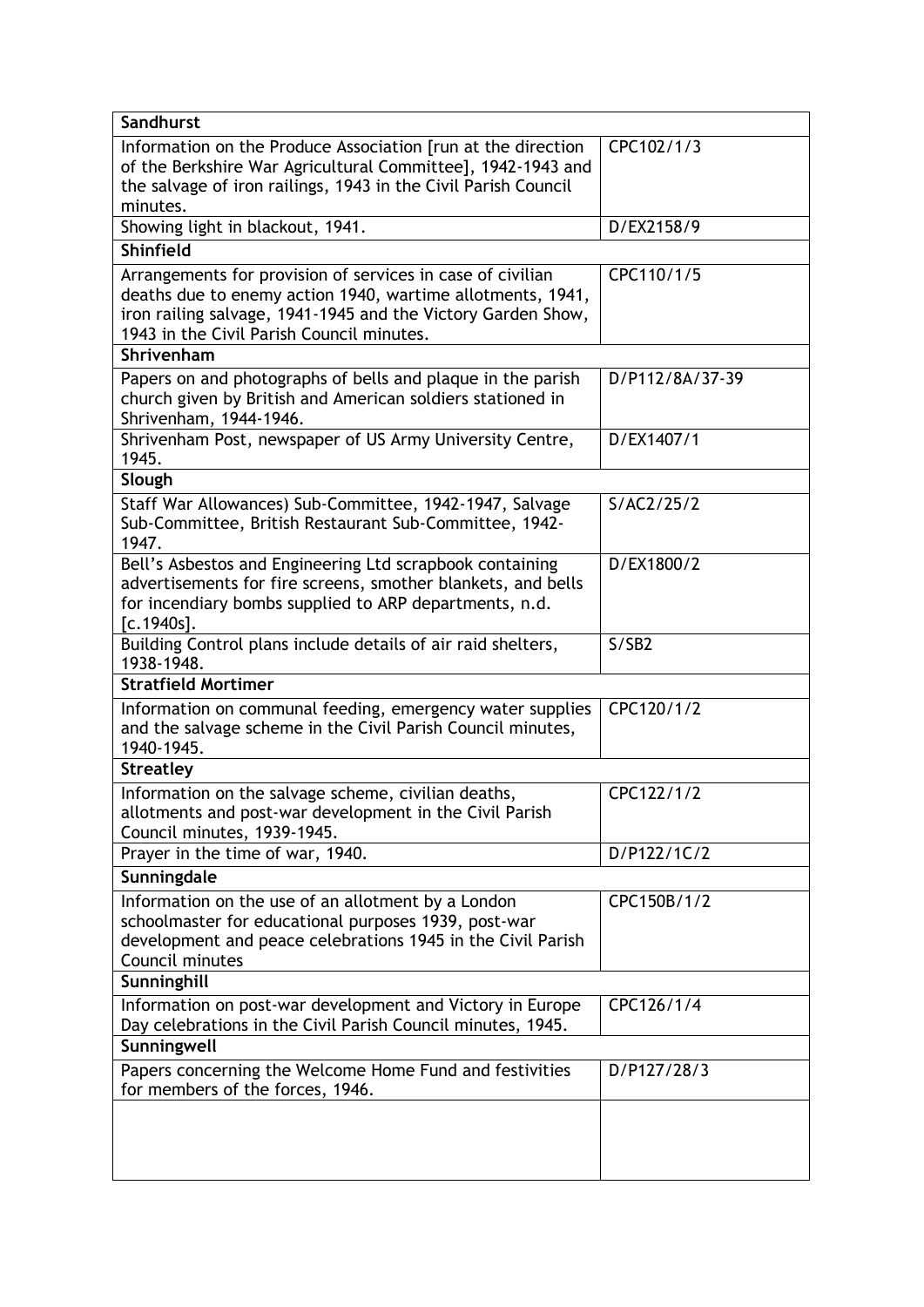| Sandhurst | |
|---|---|
| Information on the Produce Association [run at the direction of the Berkshire War Agricultural Committee], 1942-1943 and the salvage of iron railings, 1943 in the Civil Parish Council minutes. | CPC102/1/3 |
| Showing light in blackout, 1941. | D/EX2158/9 |
| **Shinfield** | |
| Arrangements for provision of services in case of civilian deaths due to enemy action 1940, wartime allotments, 1941, iron railing salvage, 1941-1945 and the Victory Garden Show, 1943 in the Civil Parish Council minutes. | CPC110/1/5 |
| **Shrivenham** | |
| Papers on and photographs of bells and plaque in the parish church given by British and American soldiers stationed in Shrivenham, 1944-1946. | D/P112/8A/37-39 |
| Shrivenham Post, newspaper of US Army University Centre, 1945. | D/EX1407/1 |
| **Slough** | |
| Staff War Allowances) Sub-Committee, 1942-1947, Salvage Sub-Committee, British Restaurant Sub-Committee, 1942-1947. | S/AC2/25/2 |
| Bell's Asbestos and Engineering Ltd scrapbook containing advertisements for fire screens, smother blankets, and bells for incendiary bombs supplied to ARP departments, n.d. [c.1940s]. | D/EX1800/2 |
| Building Control plans include details of air raid shelters, 1938-1948. | S/SB2 |
| **Stratfield Mortimer** | |
| Information on communal feeding, emergency water supplies and the salvage scheme in the Civil Parish Council minutes, 1940-1945. | CPC120/1/2 |
| **Streatley** | |
| Information on the salvage scheme, civilian deaths, allotments and post-war development in the Civil Parish Council minutes, 1939-1945. | CPC122/1/2 |
| Prayer in the time of war, 1940. | D/P122/1C/2 |
| **Sunningdale** | |
| Information on the use of an allotment by a London schoolmaster for educational purposes 1939, post-war development and peace celebrations 1945 in the Civil Parish Council minutes | CPC150B/1/2 |
| **Sunninghill** | |
| Information on post-war development and Victory in Europe Day celebrations in the Civil Parish Council minutes, 1945. | CPC126/1/4 |
| **Sunningwell** | |
| Papers concerning the Welcome Home Fund and festivities for members of the forces, 1946. | D/P127/28/3 |
| | |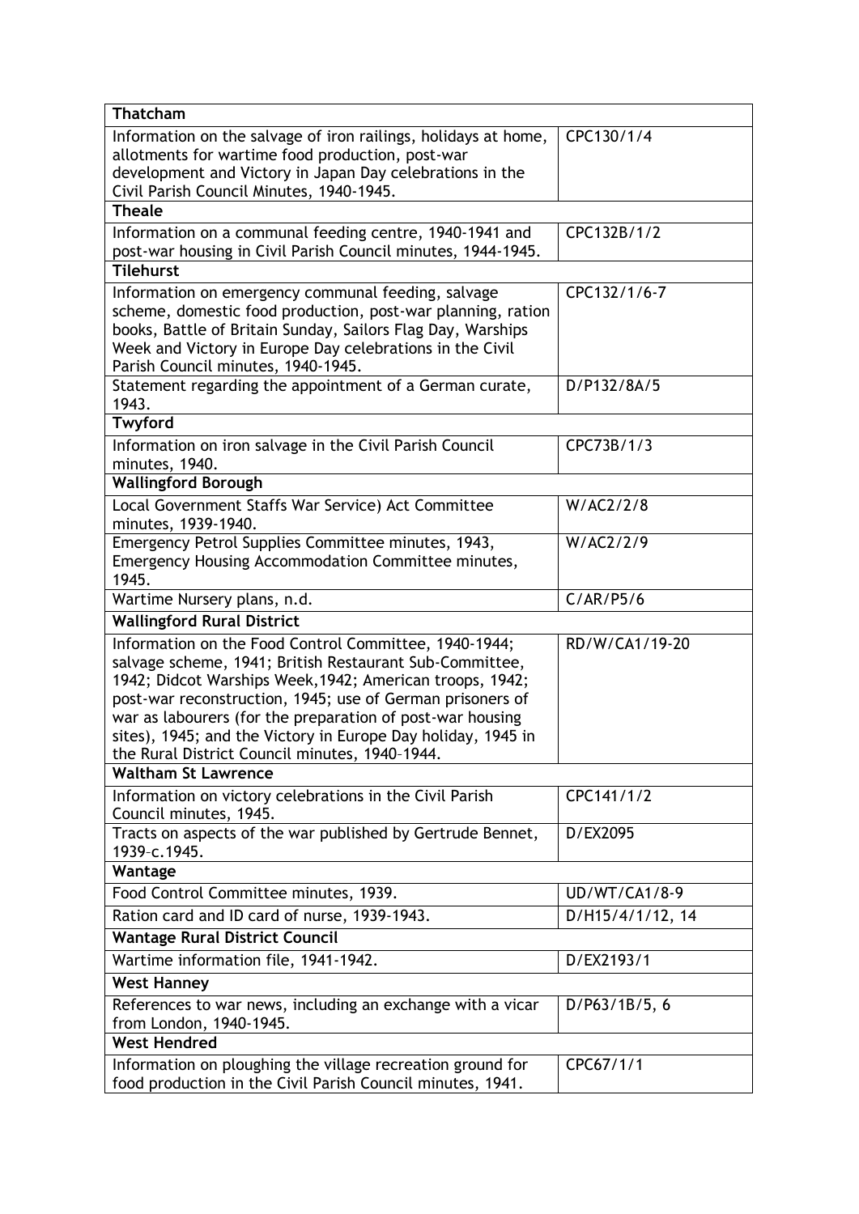| Thatcham | |
|---|---|
| Information on the salvage of iron railings, holidays at home, allotments for wartime food production, post-war development and Victory in Japan Day celebrations in the Civil Parish Council Minutes, 1940-1945. | CPC130/1/4 |
| **Theale** | |
| Information on a communal feeding centre, 1940-1941 and post-war housing in Civil Parish Council minutes, 1944-1945. | CPC132B/1/2 |
| **Tilehurst** | |
| Information on emergency communal feeding, salvage scheme, domestic food production, post-war planning, ration books, Battle of Britain Sunday, Sailors Flag Day, Warships Week and Victory in Europe Day celebrations in the Civil Parish Council minutes, 1940-1945. | CPC132/1/6-7 |
| Statement regarding the appointment of a German curate, 1943. | D/P132/8A/5 |
| **Twyford** | |
| Information on iron salvage in the Civil Parish Council minutes, 1940. | CPC73B/1/3 |
| **Wallingford Borough** | |
| Local Government Staffs War Service) Act Committee minutes, 1939-1940. | W/AC2/2/8 |
| Emergency Petrol Supplies Committee minutes, 1943, Emergency Housing Accommodation Committee minutes, 1945. | W/AC2/2/9 |
| Wartime Nursery plans, n.d. | C/AR/P5/6 |
| **Wallingford Rural District** | |
| Information on the Food Control Committee, 1940-1944; salvage scheme, 1941; British Restaurant Sub-Committee, 1942; Didcot Warships Week, 1942; American troops, 1942; post-war reconstruction, 1945; use of German prisoners of war as labourers (for the preparation of post-war housing sites), 1945; and the Victory in Europe Day holiday, 1945 in the Rural District Council minutes, 1940–1944. | RD/W/CA1/19-20 |
| **Waltham St Lawrence** | |
| Information on victory celebrations in the Civil Parish Council minutes, 1945. | CPC141/1/2 |
| Tracts on aspects of the war published by Gertrude Bennet, 1939–c.1945. | D/EX2095 |
| **Wantage** | |
| Food Control Committee minutes, 1939. | UD/WT/CA1/8-9 |
| Ration card and ID card of nurse, 1939-1943. | D/H15/4/1/12, 14 |
| **Wantage Rural District Council** | |
| Wartime information file, 1941-1942. | D/EX2193/1 |
| **West Hanney** | |
| References to war news, including an exchange with a vicar from London, 1940-1945. | D/P63/1B/5, 6 |
| **West Hendred** | |
| Information on ploughing the village recreation ground for food production in the Civil Parish Council minutes, 1941. | CPC67/1/1 |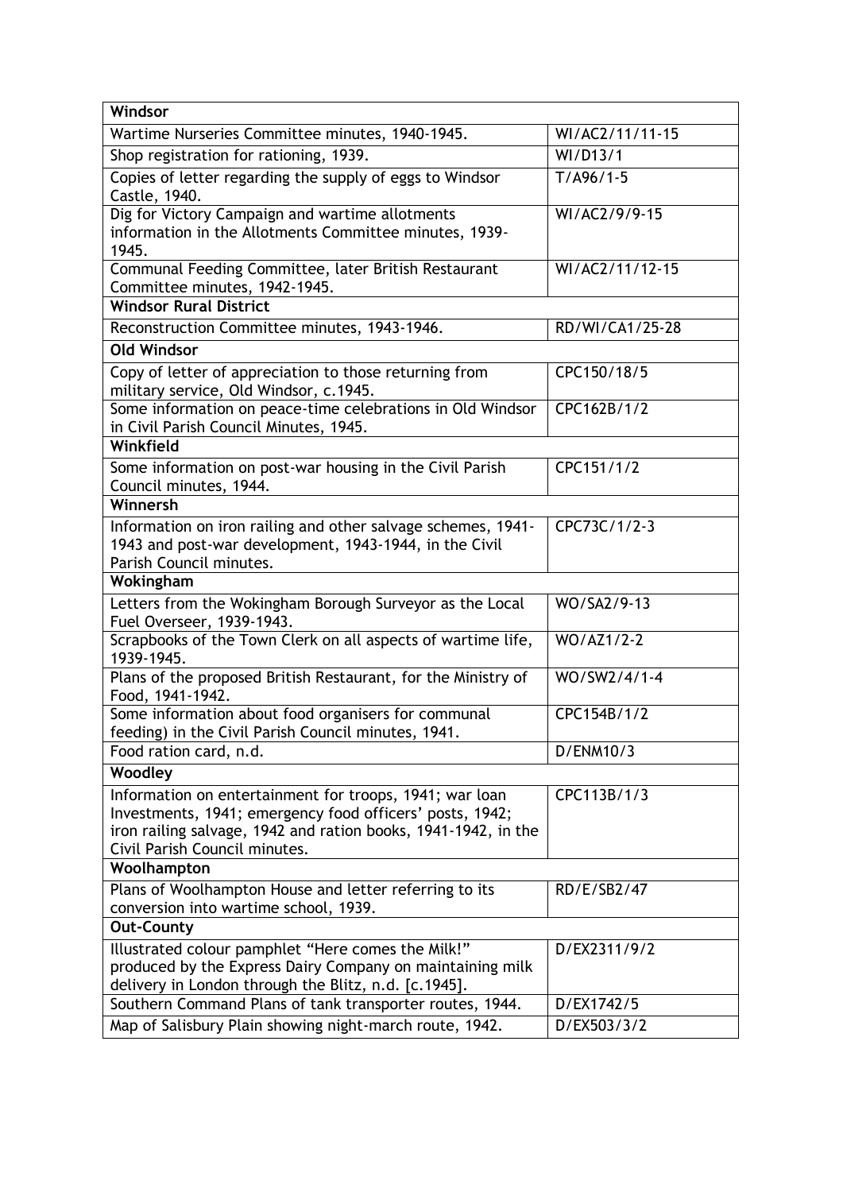| Windsor | |
|---|---|
| Wartime Nurseries Committee minutes, 1940-1945. | WI/AC2/11/11-15 |
| Shop registration for rationing, 1939. | WI/D13/1 |
| Copies of letter regarding the supply of eggs to Windsor Castle, 1940. | T/A96/1-5 |
| Dig for Victory Campaign and wartime allotments information in the Allotments Committee minutes, 1939-1945. | WI/AC2/9/9-15 |
| Communal Feeding Committee, later British Restaurant Committee minutes, 1942-1945. | WI/AC2/11/12-15 |
| **Windsor Rural District** | |
| Reconstruction Committee minutes, 1943-1946. | RD/WI/CA1/25-28 |
| **Old Windsor** | |
| Copy of letter of appreciation to those returning from military service, Old Windsor, c.1945. | CPC150/18/5 |
| Some information on peace-time celebrations in Old Windsor in Civil Parish Council Minutes, 1945. | CPC162B/1/2 |
| **Winkfield** | |
| Some information on post-war housing in the Civil Parish Council minutes, 1944. | CPC151/1/2 |
| **Winnersh** | |
| Information on iron railing and other salvage schemes, 1941-1943 and post-war development, 1943-1944, in the Civil Parish Council minutes. | CPC73C/1/2-3 |
| **Wokingham** | |
| Letters from the Wokingham Borough Surveyor as the Local Fuel Overseer, 1939-1943. | WO/SA2/9-13 |
| Scrapbooks of the Town Clerk on all aspects of wartime life, 1939-1945. | WO/AZ1/2-2 |
| Plans of the proposed British Restaurant, for the Ministry of Food, 1941-1942. | WO/SW2/4/1-4 |
| Some information about food organisers for communal feeding) in the Civil Parish Council minutes, 1941. | CPC154B/1/2 |
| Food ration card, n.d. | D/ENM10/3 |
| **Woodley** | |
| Information on entertainment for troops, 1941; war loan Investments, 1941; emergency food officers' posts, 1942; iron railing salvage, 1942 and ration books, 1941-1942, in the Civil Parish Council minutes. | CPC113B/1/3 |
| **Woolhampton** | |
| Plans of Woolhampton House and letter referring to its conversion into wartime school, 1939. | RD/E/SB2/47 |
| **Out-County** | |
| Illustrated colour pamphlet "Here comes the Milk!" produced by the Express Dairy Company on maintaining milk delivery in London through the Blitz, n.d. [c.1945]. | D/EX2311/9/2 |
| Southern Command Plans of tank transporter routes, 1944. | D/EX1742/5 |
| Map of Salisbury Plain showing night-march route, 1942. | D/EX503/3/2 |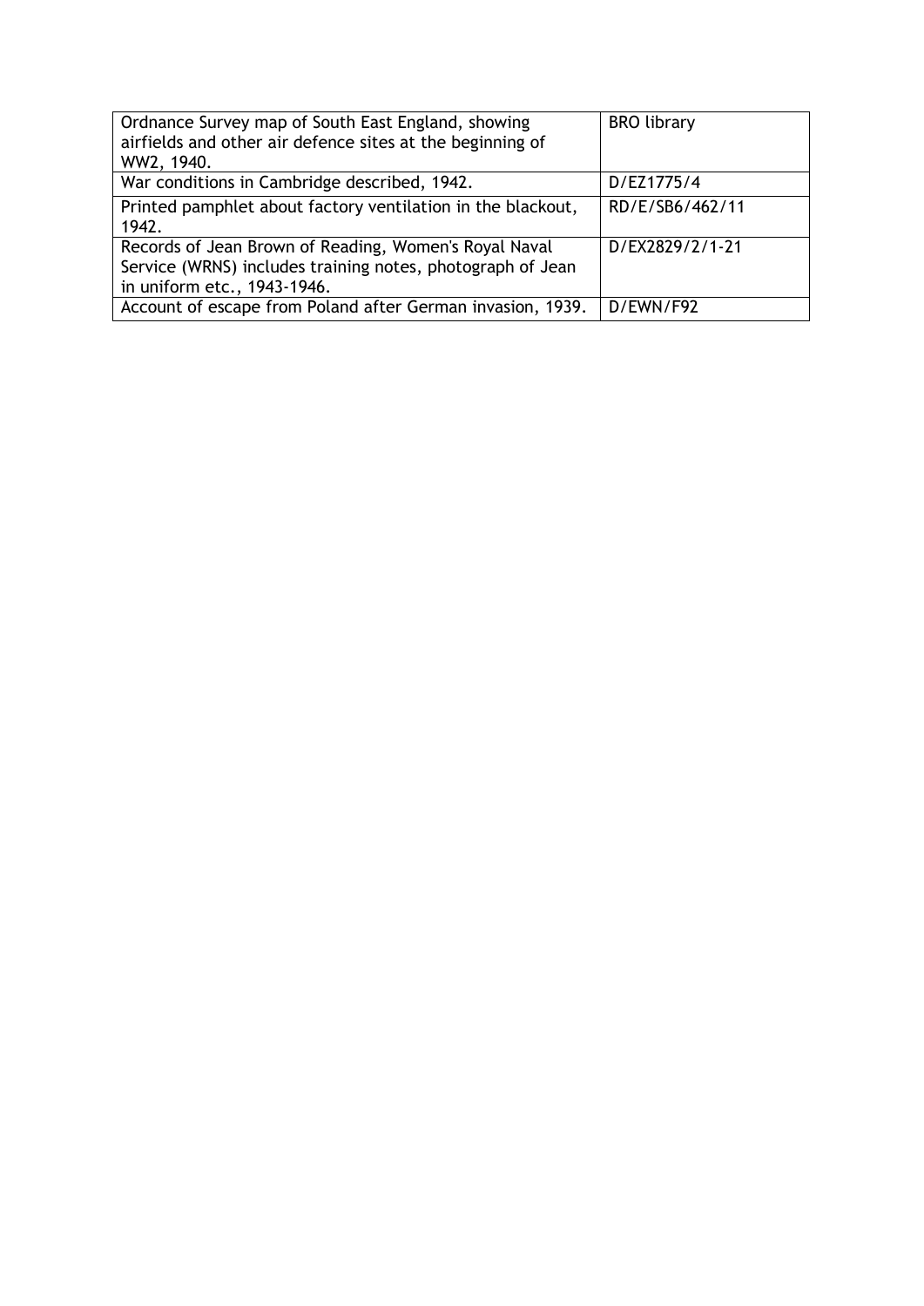| | |
|---|---|
| Ordnance Survey map of South East England, showing airfields and other air defence sites at the beginning of WW2, 1940. | BRO library |
| War conditions in Cambridge described, 1942. | D/EZ1775/4 |
| Printed pamphlet about factory ventilation in the blackout, 1942. | RD/E/SB6/462/11 |
| Records of Jean Brown of Reading, Women's Royal Naval Service (WRNS) includes training notes, photograph of Jean in uniform etc., 1943-1946. | D/EX2829/2/1-21 |
| Account of escape from Poland after German invasion, 1939. | D/EWN/F92 |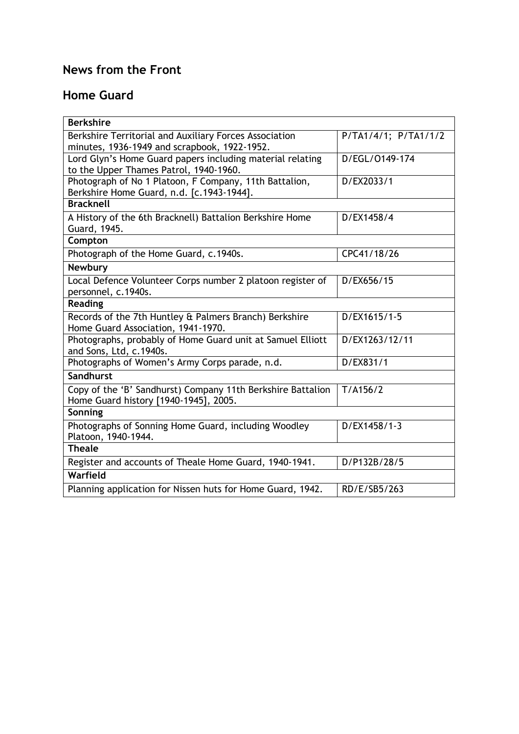## News from the Front

## Home Guard

| Berkshire | |
|---|---|
| Berkshire Territorial and Auxiliary Forces Association minutes, 1936-1949 and scrapbook, 1922-1952. | P/TA1/4/1; P/TA1/1/2 |
| Lord Glyn's Home Guard papers including material relating to the Upper Thames Patrol, 1940-1960. | D/EGL/O149-174 |
| Photograph of No 1 Platoon, F Company, 11th Battalion, Berkshire Home Guard, n.d. [c.1943-1944]. | D/EX2033/1 |
| **Bracknell** | |
| A History of the 6th Bracknell) Battalion Berkshire Home Guard, 1945. | D/EX1458/4 |
| **Compton** | |
| Photograph of the Home Guard, c.1940s. | CPC41/18/26 |
| **Newbury** | |
| Local Defence Volunteer Corps number 2 platoon register of personnel, c.1940s. | D/EX656/15 |
| **Reading** | |
| Records of the 7th Huntley & Palmers Branch) Berkshire Home Guard Association, 1941-1970. | D/EX1615/1-5 |
| Photographs, probably of Home Guard unit at Samuel Elliott and Sons, Ltd, c.1940s. | D/EX1263/12/11 |
| Photographs of Women's Army Corps parade, n.d. | D/EX831/1 |
| **Sandhurst** | |
| Copy of the 'B' Sandhurst) Company 11th Berkshire Battalion Home Guard history [1940-1945], 2005. | T/A156/2 |
| **Sonning** | |
| Photographs of Sonning Home Guard, including Woodley Platoon, 1940-1944. | D/EX1458/1-3 |
| **Theale** | |
| Register and accounts of Theale Home Guard, 1940-1941. | D/P132B/28/5 |
| **Warfield** | |
| Planning application for Nissen huts for Home Guard, 1942. | RD/E/SB5/263 |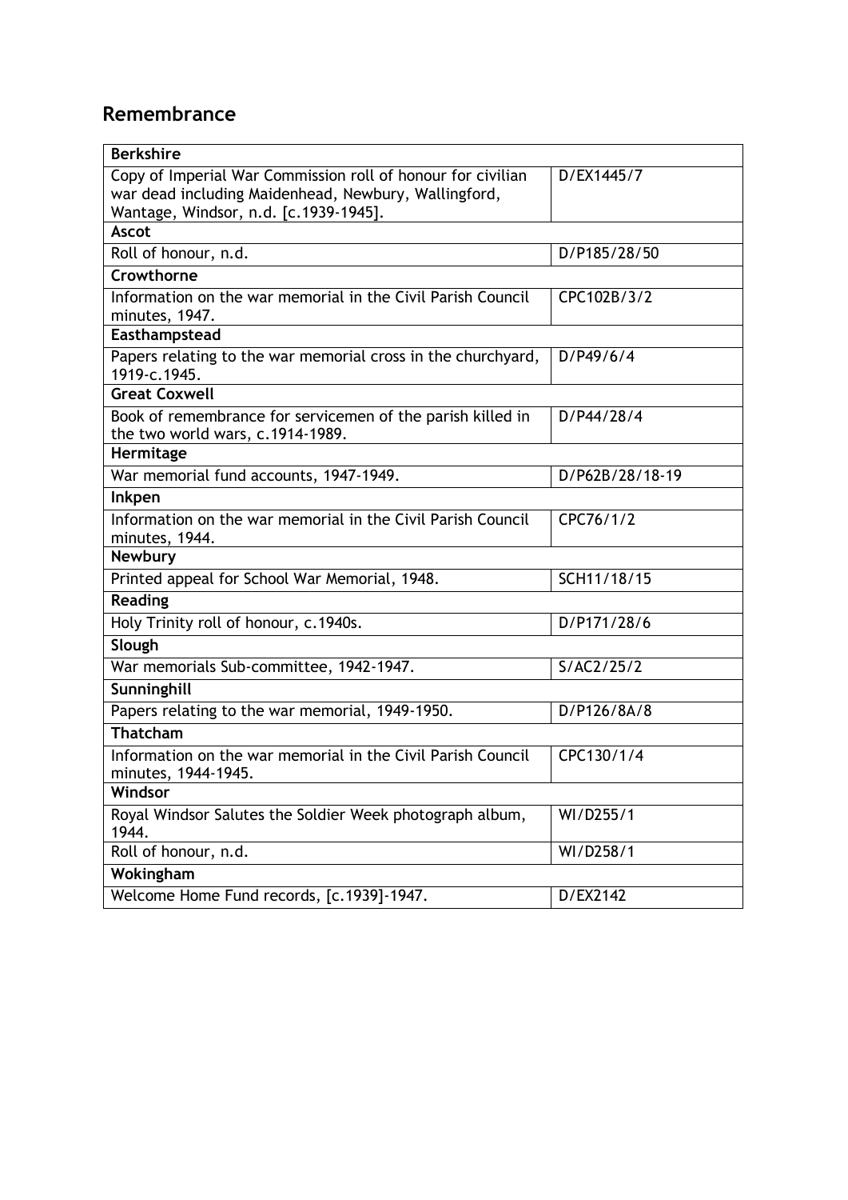## Remembrance

| **Berkshire** | |
|---|---|
| Copy of Imperial War Commission roll of honour for civilian war dead including Maidenhead, Newbury, Wallingford, Wantage, Windsor, n.d. [c.1939-1945]. | D/EX1445/7 |
| **Ascot** | |
| Roll of honour, n.d. | D/P185/28/50 |
| **Crowthorne** | |
| Information on the war memorial in the Civil Parish Council minutes, 1947. | CPC102B/3/2 |
| **Easthampstead** | |
| Papers relating to the war memorial cross in the churchyard, 1919-c.1945. | D/P49/6/4 |
| **Great Coxwell** | |
| Book of remembrance for servicemen of the parish killed in the two world wars, c.1914-1989. | D/P44/28/4 |
| **Hermitage** | |
| War memorial fund accounts, 1947-1949. | D/P62B/28/18-19 |
| **Inkpen** | |
| Information on the war memorial in the Civil Parish Council minutes, 1944. | CPC76/1/2 |
| **Newbury** | |
| Printed appeal for School War Memorial, 1948. | SCH11/18/15 |
| **Reading** | |
| Holy Trinity roll of honour, c.1940s. | D/P171/28/6 |
| **Slough** | |
| War memorials Sub-committee, 1942-1947. | S/AC2/25/2 |
| **Sunninghill** | |
| Papers relating to the war memorial, 1949-1950. | D/P126/8A/8 |
| **Thatcham** | |
| Information on the war memorial in the Civil Parish Council minutes, 1944-1945. | CPC130/1/4 |
| **Windsor** | |
| Royal Windsor Salutes the Soldier Week photograph album, 1944. | WI/D255/1 |
| Roll of honour, n.d. | WI/D258/1 |
| **Wokingham** | |
| Welcome Home Fund records, [c.1939]-1947. | D/EX2142 |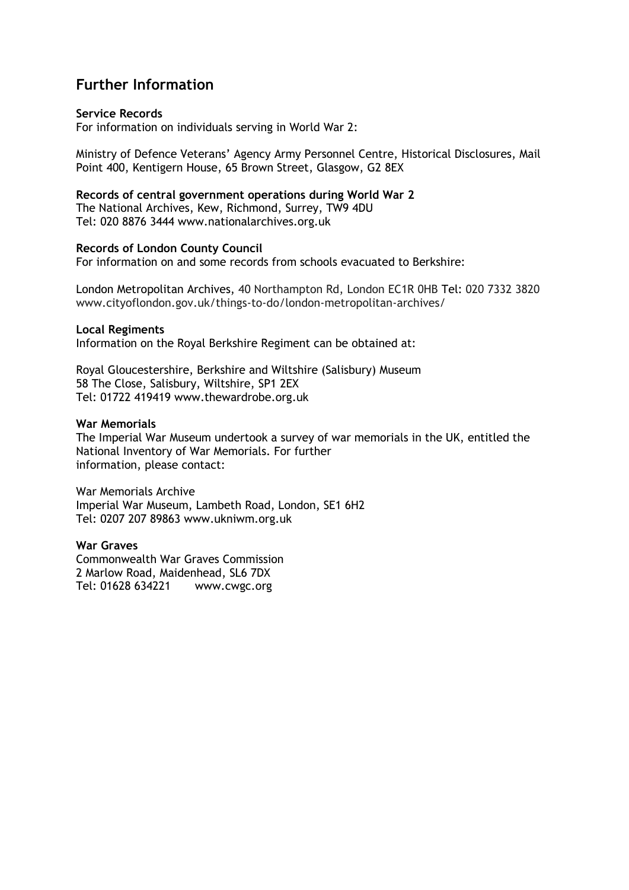## Further Information

**Service Records**

For information on individuals serving in World War 2:

Ministry of Defence Veterans' Agency Army Personnel Centre, Historical Disclosures, Mail Point 400, Kentigern House, 65 Brown Street, Glasgow, G2 8EX

**Records of central government operations during World War 2**

The National Archives, Kew, Richmond, Surrey, TW9 4DU
Tel: 020 8876 3444 www.nationalarchives.org.uk

**Records of London County Council**

For information on and some records from schools evacuated to Berkshire:

London Metropolitan Archives, 40 Northampton Rd, London EC1R 0HB Tel: 020 7332 3820 www.cityoflondon.gov.uk/things-to-do/london-metropolitan-archives/

**Local Regiments**

Information on the Royal Berkshire Regiment can be obtained at:

Royal Gloucestershire, Berkshire and Wiltshire (Salisbury) Museum
58 The Close, Salisbury, Wiltshire, SP1 2EX
Tel: 01722 419419 www.thewardrobe.org.uk

**War Memorials**

The Imperial War Museum undertook a survey of war memorials in the UK, entitled the National Inventory of War Memorials. For further information, please contact:

War Memorials Archive
Imperial War Museum, Lambeth Road, London, SE1 6H2
Tel: 0207 207 89863 www.ukniwm.org.uk

**War Graves**

Commonwealth War Graves Commission
2 Marlow Road, Maidenhead, SL6 7DX
Tel: 01628 634221 www.cwgc.org